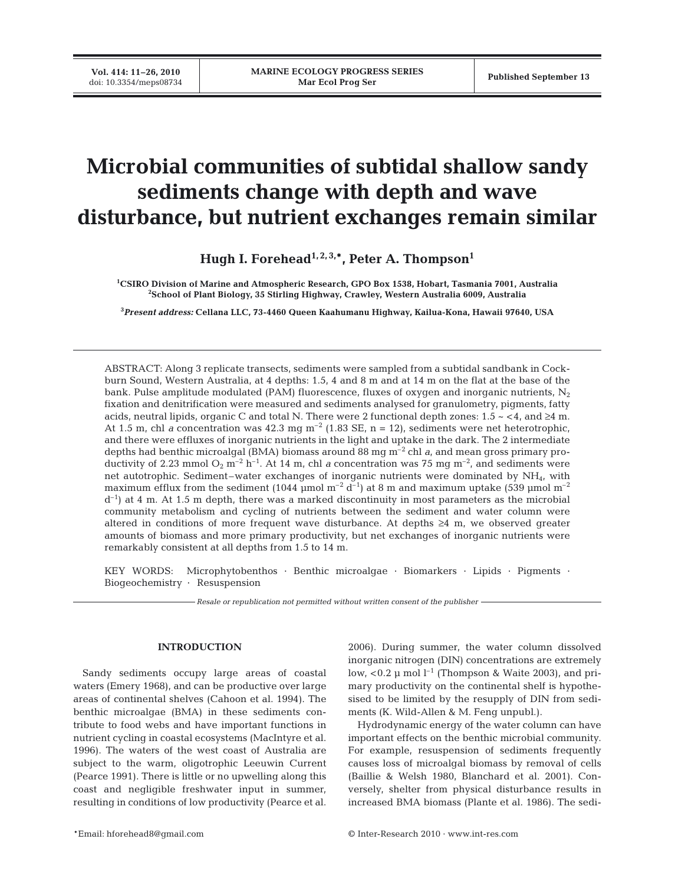# Microbial communities of subtidal shallow sandy sediments change with depth and wave disturbance, but nutrient exchanges remain similar

**Hugh I. Forehead[1,2,3,*], Peter A. Thompson[1]**

[1]CSIRO Division of Marine and Atmospheric Research, GPO Box 1538, Hobart, Tasmania 7001, Australia
[2]School of Plant Biology, 35 Stirling Highway, Crawley, Western Australia 6009, Australia

[3]*Present address:* Cellana LLC, 73-4460 Queen Kaahumanu Highway, Kailua-Kona, Hawaii 97640, USA

ABSTRACT: Along 3 replicate transects, sediments were sampled from a subtidal sandbank in Cockburn Sound, Western Australia, at 4 depths: 1.5, 4 and 8 m and at 14 m on the flat at the base of the bank. Pulse amplitude modulated (PAM) fluorescence, fluxes of oxygen and inorganic nutrients, $N_2$ fixation and denitrification were measured and sediments analysed for granulometry, pigments, fatty acids, neutral lipids, organic C and total N. There were 2 functional depth zones: 1.5 ~ <4, and ≥4 m. At 1.5 m, chl *a* concentration was 42.3 mg $m^{-2}$ (1.83 SE, n = 12), sediments were net heterotrophic, and there were effluxes of inorganic nutrients in the light and uptake in the dark. The 2 intermediate depths had benthic microalgal (BMA) biomass around 88 mg $m^{-2}$ chl *a*, and mean gross primary productivity of 2.23 mmol $O_2$ $m^{-2}$ $h^{-1}$. At 14 m, chl *a* concentration was 75 mg $m^{-2}$, and sediments were net autotrophic. Sediment–water exchanges of inorganic nutrients were dominated by $NH_4$, with maximum efflux from the sediment (1044 µmol $m^{-2}$ $d^{-1}$) at 8 m and maximum uptake (539 µmol $m^{-2}$ $d^{-1}$) at 4 m. At 1.5 m depth, there was a marked discontinuity in most parameters as the microbial community metabolism and cycling of nutrients between the sediment and water column were altered in conditions of more frequent wave disturbance. At depths ≥4 m, we observed greater amounts of biomass and more primary productivity, but net exchanges of inorganic nutrients were remarkably consistent at all depths from 1.5 to 14 m.

KEY WORDS: Microphytobenthos · Benthic microalgae · Biomarkers · Lipids · Pigments · Biogeochemistry · Resuspension

*Resale or republication not permitted without written consent of the publisher*

## INTRODUCTION

Sandy sediments occupy large areas of coastal waters (Emery 1968), and can be productive over large areas of continental shelves (Cahoon et al. 1994). The benthic microalgae (BMA) in these sediments contribute to food webs and have important functions in nutrient cycling in coastal ecosystems (MacIntyre et al. 1996). The waters of the west coast of Australia are subject to the warm, oligotrophic Leeuwin Current (Pearce 1991). There is little or no upwelling along this coast and negligible freshwater input in summer, resulting in conditions of low productivity (Pearce et al. 2006). During summer, the water column dissolved inorganic nitrogen (DIN) concentrations are extremely low, <0.2 µ mol $l^{-1}$ (Thompson & Waite 2003), and primary productivity on the continental shelf is hypothesised to be limited by the resupply of DIN from sediments (K. Wild-Allen & M. Feng unpubl.).

Hydrodynamic energy of the water column can have important effects on the benthic microbial community. For example, resuspension of sediments frequently causes loss of microalgal biomass by removal of cells (Baillie & Welsh 1980, Blanchard et al. 2001). Conversely, shelter from physical disturbance results in increased BMA biomass (Plante et al. 1986). The sedi-

*Email: hforehead8@gmail.com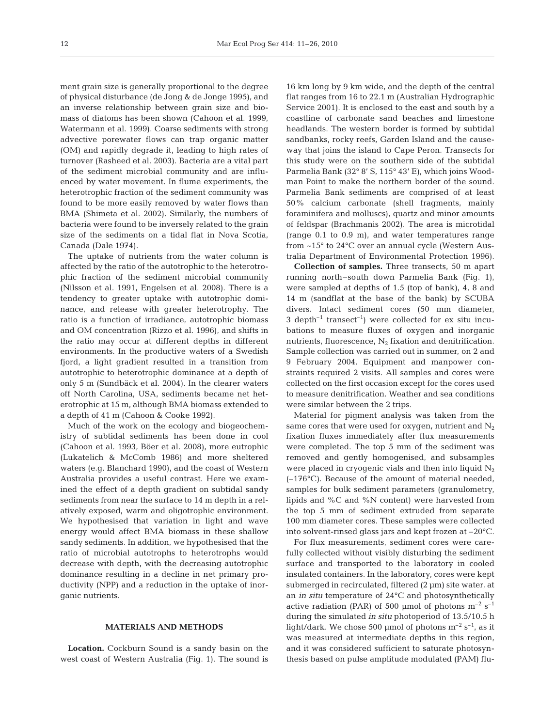ment grain size is generally proportional to the degree of physical disturbance (de Jong & de Jonge 1995), and an inverse relationship between grain size and biomass of diatoms has been shown (Cahoon et al. 1999, Watermann et al. 1999). Coarse sediments with strong advective porewater flows can trap organic matter (OM) and rapidly degrade it, leading to high rates of turnover (Rasheed et al. 2003). Bacteria are a vital part of the sediment microbial community and are influenced by water movement. In flume experiments, the heterotrophic fraction of the sediment community was found to be more easily removed by water flows than BMA (Shimeta et al. 2002). Similarly, the numbers of bacteria were found to be inversely related to the grain size of the sediments on a tidal flat in Nova Scotia, Canada (Dale 1974).

The uptake of nutrients from the water column is affected by the ratio of the autotrophic to the heterotrophic fraction of the sediment microbial community (Nilsson et al. 1991, Engelsen et al. 2008). There is a tendency to greater uptake with autotrophic dominance, and release with greater heterotrophy. The ratio is a function of irradiance, autotrophic biomass and OM concentration (Rizzo et al. 1996), and shifts in the ratio may occur at different depths in different environments. In the productive waters of a Swedish fjord, a light gradient resulted in a transition from autotrophic to heterotrophic dominance at a depth of only 5 m (Sundbäck et al. 2004). In the clearer waters off North Carolina, USA, sediments became net heterotrophic at 15 m, although BMA biomass extended to a depth of 41 m (Cahoon & Cooke 1992).

Much of the work on the ecology and biogeochemistry of subtidal sediments has been done in cool (Cahoon et al. 1993, Böer et al. 2008), more eutrophic (Lukatelich & McComb 1986) and more sheltered waters (e.g. Blanchard 1990), and the coast of Western Australia provides a useful contrast. Here we examined the effect of a depth gradient on subtidal sandy sediments from near the surface to 14 m depth in a relatively exposed, warm and oligotrophic environment. We hypothesised that variation in light and wave energy would affect BMA biomass in these shallow sandy sediments. In addition, we hypothesised that the ratio of microbial autotrophs to heterotrophs would decrease with depth, with the decreasing autotrophic dominance resulting in a decline in net primary productivity (NPP) and a reduction in the uptake of inorganic nutrients.

## MATERIALS AND METHODS

**Location.** Cockburn Sound is a sandy basin on the west coast of Western Australia (Fig. 1). The sound is 16 km long by 9 km wide, and the depth of the central flat ranges from 16 to 22.1 m (Australian Hydrographic Service 2001). It is enclosed to the east and south by a coastline of carbonate sand beaches and limestone headlands. The western border is formed by subtidal sandbanks, rocky reefs, Garden Island and the causeway that joins the island to Cape Peron. Transects for this study were on the southern side of the subtidal Parmelia Bank (32° 8′ S, 115° 43′ E), which joins Woodman Point to make the northern border of the sound. Parmelia Bank sediments are comprised of at least 50% calcium carbonate (shell fragments, mainly foraminifera and molluscs), quartz and minor amounts of feldspar (Brachmanis 2002). The area is microtidal (range 0.1 to 0.9 m), and water temperatures range from ~15° to 24°C over an annual cycle (Western Australia Department of Environmental Protection 1996).

**Collection of samples.** Three transects, 50 m apart running north–south down Parmelia Bank (Fig. 1), were sampled at depths of 1.5 (top of bank), 4, 8 and 14 m (sandflat at the base of the bank) by SCUBA divers. Intact sediment cores (50 mm diameter, 3 $depth^{-1}$ $transect^{-1}$) were collected for ex situ incubations to measure fluxes of oxygen and inorganic nutrients, fluorescence, $N_2$ fixation and denitrification. Sample collection was carried out in summer, on 2 and 9 February 2004. Equipment and manpower constraints required 2 visits. All samples and cores were collected on the first occasion except for the cores used to measure denitrification. Weather and sea conditions were similar between the 2 trips.

Material for pigment analysis was taken from the same cores that were used for oxygen, nutrient and $N_2$ fixation fluxes immediately after flux measurements were completed. The top 5 mm of the sediment was removed and gently homogenised, and subsamples were placed in cryogenic vials and then into liquid $N_2$ (–176°C). Because of the amount of material needed, samples for bulk sediment parameters (granulometry, lipids and %C and %N content) were harvested from the top 5 mm of sediment extruded from separate 100 mm diameter cores. These samples were collected into solvent-rinsed glass jars and kept frozen at –20°C.

For flux measurements, sediment cores were carefully collected without visibly disturbing the sediment surface and transported to the laboratory in cooled insulated containers. In the laboratory, cores were kept submerged in recirculated, filtered (2 µm) site water, at an *in situ* temperature of 24°C and photosynthetically active radiation (PAR) of 500 µmol of photons $m^{-2}$ $s^{-1}$ during the simulated *in situ* photoperiod of 13.5/10.5 h light/dark. We chose 500 µmol of photons $m^{-2}$ $s^{-1}$, as it was measured at intermediate depths in this region, and it was considered sufficient to saturate photosynthesis based on pulse amplitude modulated (PAM) flu-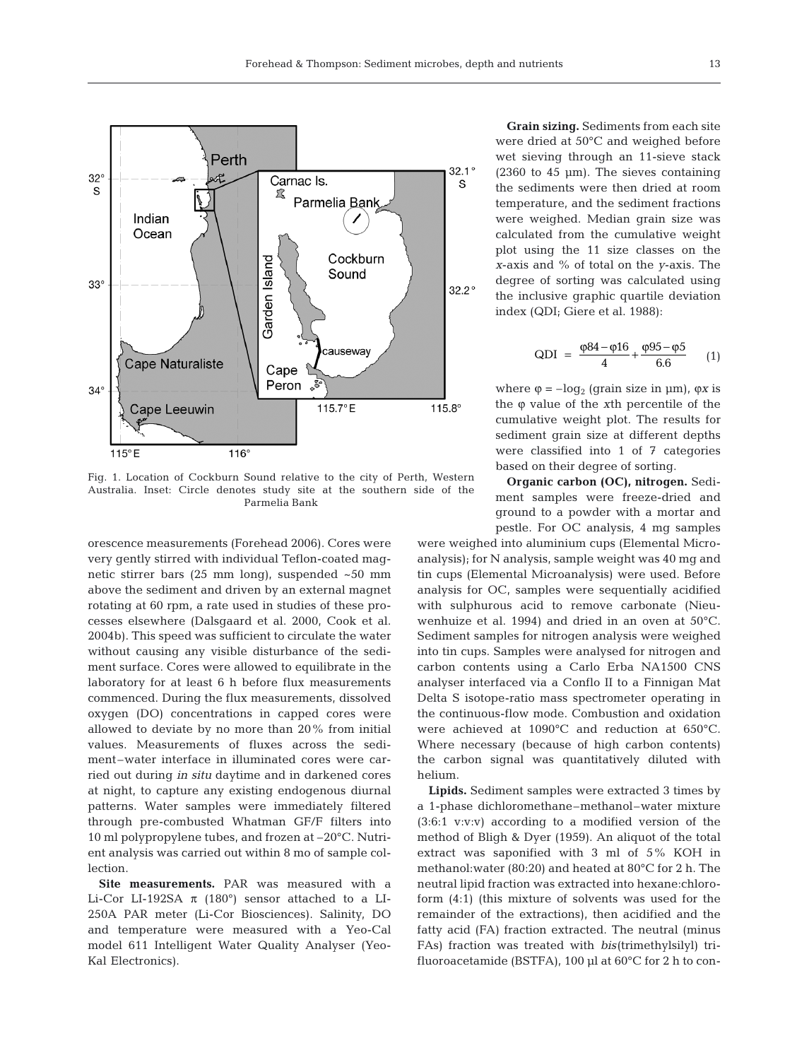Fig. 1. Location of Cockburn Sound relative to the city of Perth, Western Australia. Inset: Circle denotes study site at the southern side of the Parmelia Bank

orescence measurements (Forehead 2006). Cores were very gently stirred with individual Teflon-coated magnetic stirrer bars (25 mm long), suspended ~50 mm above the sediment and driven by an external magnet rotating at 60 rpm, a rate used in studies of these processes elsewhere (Dalsgaard et al. 2000, Cook et al. 2004b). This speed was sufficient to circulate the water without causing any visible disturbance of the sediment surface. Cores were allowed to equilibrate in the laboratory for at least 6 h before flux measurements commenced. During the flux measurements, dissolved oxygen (DO) concentrations in capped cores were allowed to deviate by no more than 20% from initial values. Measurements of fluxes across the sediment–water interface in illuminated cores were carried out during *in situ* daytime and in darkened cores at night, to capture any existing endogenous diurnal patterns. Water samples were immediately filtered through pre-combusted Whatman GF/F filters into 10 ml polypropylene tubes, and frozen at –20°C. Nutrient analysis was carried out within 8 mo of sample collection.

**Site measurements.** PAR was measured with a Li-Cor LI-192SA π (180°) sensor attached to a LI-250A PAR meter (Li-Cor Biosciences). Salinity, DO and temperature were measured with a Yeo-Cal model 611 Intelligent Water Quality Analyser (Yeo-Kal Electronics).

**Grain sizing.** Sediments from each site were dried at 50°C and weighed before wet sieving through an 11-sieve stack (2360 to 45 µm). The sieves containing the sediments were then dried at room temperature, and the sediment fractions were weighed. Median grain size was calculated from the cumulative weight plot using the 11 size classes on the *x*-axis and % of total on the *y*-axis. The degree of sorting was calculated using the inclusive graphic quartile deviation index (QDI; Giere et al. 1988):

$$\text{QDI} = \frac{\varphi 84 - \varphi 16}{4} + \frac{\varphi 95 - \varphi 5}{6.6} \quad (1)$$

where $\varphi = -\log_2$ (grain size in µm), $\varphi x$ is the $\varphi$ value of the *x*th percentile of the cumulative weight plot. The results for sediment grain size at different depths were classified into 1 of 7 categories based on their degree of sorting.

**Organic carbon (OC), nitrogen.** Sediment samples were freeze-dried and ground to a powder with a mortar and pestle. For OC analysis, 4 mg samples were weighed into aluminium cups (Elemental Microanalysis); for N analysis, sample weight was 40 mg and tin cups (Elemental Microanalysis) were used. Before analysis for OC, samples were sequentially acidified with sulphurous acid to remove carbonate (Nieuwenhuize et al. 1994) and dried in an oven at 50°C. Sediment samples for nitrogen analysis were weighed into tin cups. Samples were analysed for nitrogen and carbon contents using a Carlo Erba NA1500 CNS analyser interfaced via a Conflo II to a Finnigan Mat Delta S isotope-ratio mass spectrometer operating in the continuous-flow mode. Combustion and oxidation were achieved at 1090°C and reduction at 650°C. Where necessary (because of high carbon contents) the carbon signal was quantitatively diluted with helium.

**Lipids.** Sediment samples were extracted 3 times by a 1-phase dichloromethane–methanol–water mixture (3:6:1 v:v:v) according to a modified version of the method of Bligh & Dyer (1959). An aliquot of the total extract was saponified with 3 ml of 5% KOH in methanol:water (80:20) and heated at 80°C for 2 h. The neutral lipid fraction was extracted into hexane:chloroform (4:1) (this mixture of solvents was used for the remainder of the extractions), then acidified and the fatty acid (FA) fraction extracted. The neutral (minus FAs) fraction was treated with *bis*(trimethylsilyl) trifluoroacetamide (BSTFA), 100 µl at 60°C for 2 h to con-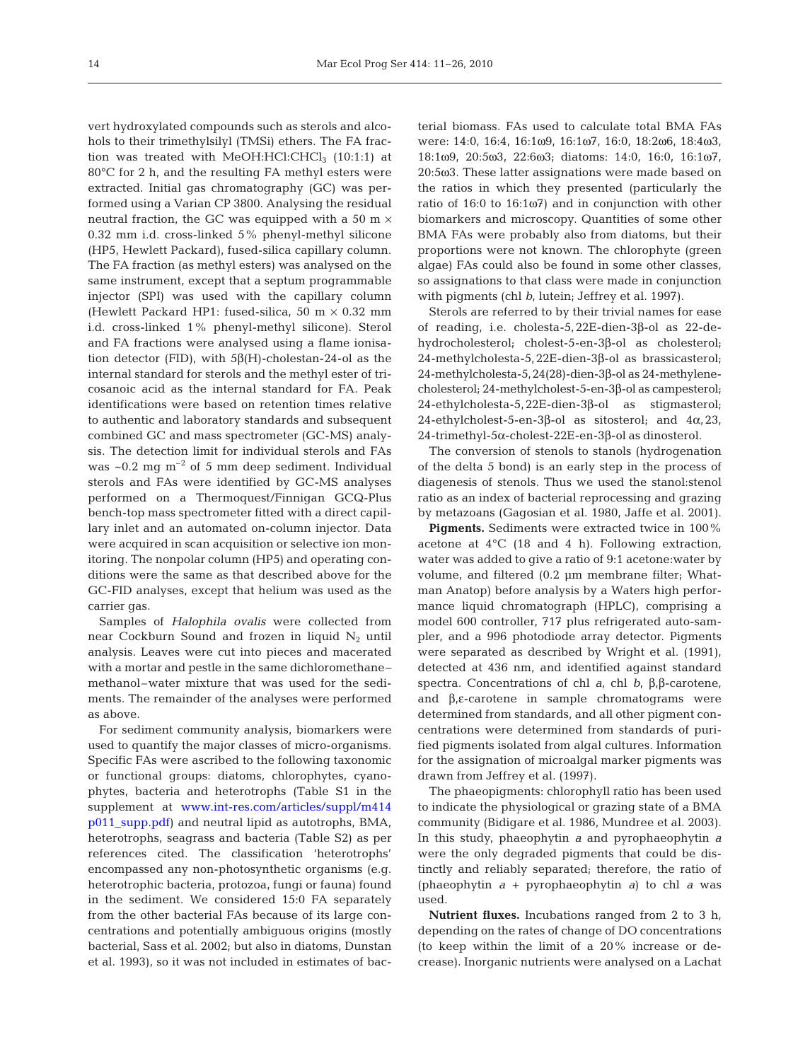vert hydroxylated compounds such as sterols and alcohols to their trimethylsilyl (TMSi) ethers. The FA fraction was treated with MeOH:HCl:$CHCl_3$ (10:1:1) at 80°C for 2 h, and the resulting FA methyl esters were extracted. Initial gas chromatography (GC) was performed using a Varian CP 3800. Analysing the residual neutral fraction, the GC was equipped with a 50 m × 0.32 mm i.d. cross-linked 5% phenyl-methyl silicone (HP5, Hewlett Packard), fused-silica capillary column. The FA fraction (as methyl esters) was analysed on the same instrument, except that a septum programmable injector (SPI) was used with the capillary column (Hewlett Packard HP1: fused-silica, 50 m × 0.32 mm i.d. cross-linked 1% phenyl-methyl silicone). Sterol and FA fractions were analysed using a flame ionisation detector (FID), with 5β(H)-cholestan-24-ol as the internal standard for sterols and the methyl ester of tricosanoic acid as the internal standard for FA. Peak identifications were based on retention times relative to authentic and laboratory standards and subsequent combined GC and mass spectrometer (GC-MS) analysis. The detection limit for individual sterols and FAs was ~0.2 mg $m^{-2}$ of 5 mm deep sediment. Individual sterols and FAs were identified by GC-MS analyses performed on a Thermoquest/Finnigan GCQ-Plus bench-top mass spectrometer fitted with a direct capillary inlet and an automated on-column injector. Data were acquired in scan acquisition or selective ion monitoring. The nonpolar column (HP5) and operating conditions were the same as that described above for the GC-FID analyses, except that helium was used as the carrier gas.

Samples of *Halophila ovalis* were collected from near Cockburn Sound and frozen in liquid $N_2$ until analysis. Leaves were cut into pieces and macerated with a mortar and pestle in the same dichloromethane–methanol–water mixture that was used for the sediments. The remainder of the analyses were performed as above.

For sediment community analysis, biomarkers were used to quantify the major classes of micro-organisms. Specific FAs were ascribed to the following taxonomic or functional groups: diatoms, chlorophytes, cyanophytes, bacteria and heterotrophs (Table S1 in the supplement at www.int-res.com/articles/suppl/m414p011_supp.pdf) and neutral lipid as autotrophs, BMA, heterotrophs, seagrass and bacteria (Table S2) as per references cited. The classification 'heterotrophs' encompassed any non-photosynthetic organisms (e.g. heterotrophic bacteria, protozoa, fungi or fauna) found in the sediment. We considered 15:0 FA separately from the other bacterial FAs because of its large concentrations and potentially ambiguous origins (mostly bacterial, Sass et al. 2002; but also in diatoms, Dunstan et al. 1993), so it was not included in estimates of bacterial biomass. FAs used to calculate total BMA FAs were: 14:0, 16:4, 16:1ω9, 16:1ω7, 16:0, 18:2ω6, 18:4ω3, 18:1ω9, 20:5ω3, 22:6ω3; diatoms: 14:0, 16:0, 16:1ω7, 20:5ω3. These latter assignations were made based on the ratios in which they presented (particularly the ratio of 16:0 to 16:1ω7) and in conjunction with other biomarkers and microscopy. Quantities of some other BMA FAs were probably also from diatoms, but their proportions were not known. The chlorophyte (green algae) FAs could also be found in some other classes, so assignations to that class were made in conjunction with pigments (chl *b*, lutein; Jeffrey et al. 1997).

Sterols are referred to by their trivial names for ease of reading, i.e. cholesta-5,22E-dien-3β-ol as 22-dehydrocholesterol; cholest-5-en-3β-ol as cholesterol; 24-methylcholesta-5,22E-dien-3β-ol as brassicasterol; 24-methylcholesta-5,24(28)-dien-3β-ol as 24-methylenecholesterol; 24-methylcholest-5-en-3β-ol as campesterol; 24-ethylcholesta-5,22E-dien-3β-ol as stigmasterol; 24-ethylcholest-5-en-3β-ol as sitosterol; and 4α,23, 24-trimethyl-5α-cholest-22E-en-3β-ol as dinosterol.

The conversion of stenols to stanols (hydrogenation of the delta 5 bond) is an early step in the process of diagenesis of stenols. Thus we used the stanol:stenol ratio as an index of bacterial reprocessing and grazing by metazoans (Gagosian et al. 1980, Jaffe et al. 2001).

**Pigments.** Sediments were extracted twice in 100% acetone at 4°C (18 and 4 h). Following extraction, water was added to give a ratio of 9:1 acetone:water by volume, and filtered (0.2 µm membrane filter; Whatman Anatop) before analysis by a Waters high performance liquid chromatograph (HPLC), comprising a model 600 controller, 717 plus refrigerated auto-sampler, and a 996 photodiode array detector. Pigments were separated as described by Wright et al. (1991), detected at 436 nm, and identified against standard spectra. Concentrations of chl *a*, chl *b*, β,β-carotene, and β,ε-carotene in sample chromatograms were determined from standards, and all other pigment concentrations were determined from standards of purified pigments isolated from algal cultures. Information for the assignation of microalgal marker pigments was drawn from Jeffrey et al. (1997).

The phaeopigments: chlorophyll ratio has been used to indicate the physiological or grazing state of a BMA community (Bidigare et al. 1986, Mundree et al. 2003). In this study, phaeophytin *a* and pyrophaeophytin *a* were the only degraded pigments that could be distinctly and reliably separated; therefore, the ratio of (phaeophytin *a* + pyrophaeophytin *a*) to chl *a* was used.

**Nutrient fluxes.** Incubations ranged from 2 to 3 h, depending on the rates of change of DO concentrations (to keep within the limit of a 20% increase or decrease). Inorganic nutrients were analysed on a Lachat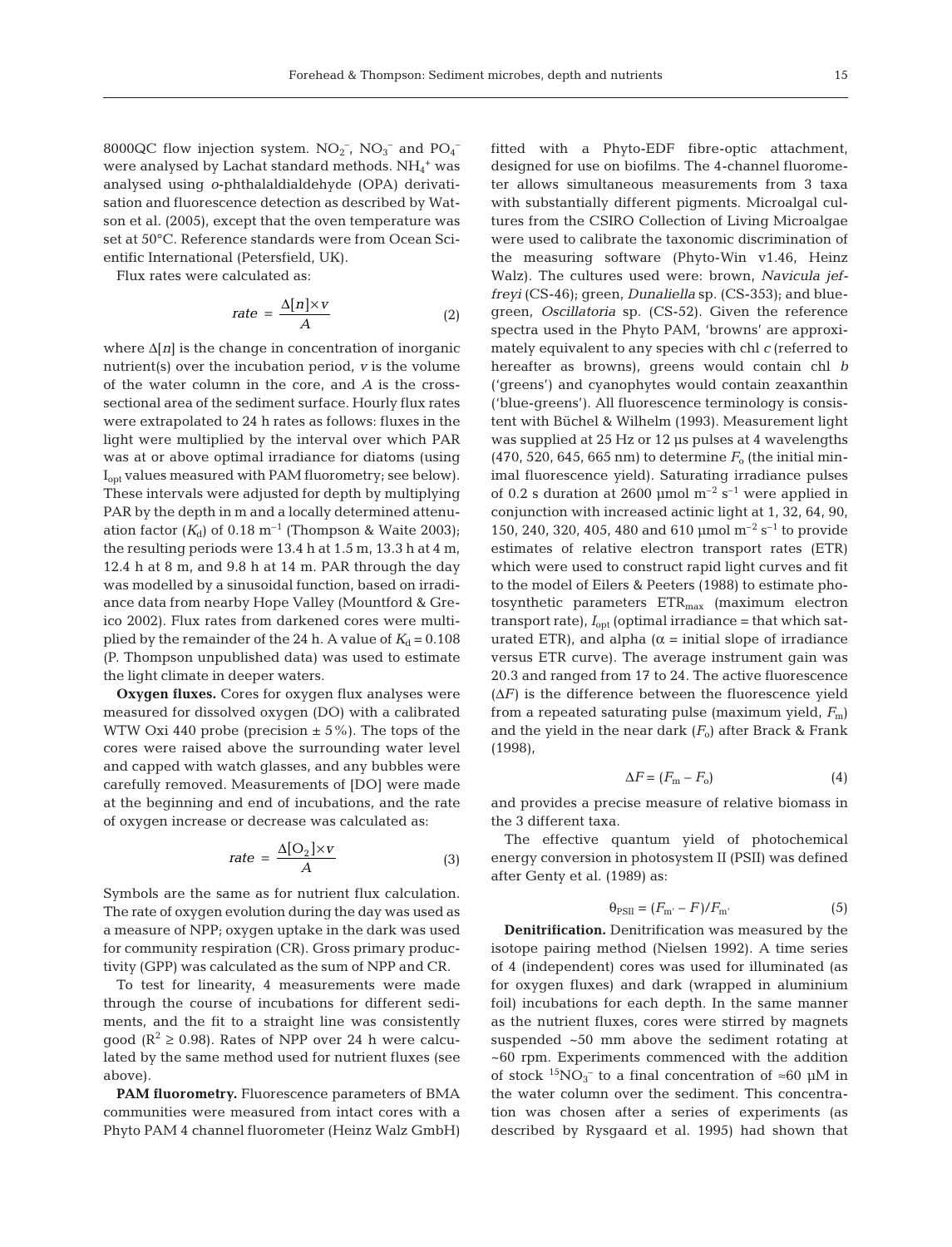8000QC flow injection system. $NO_2^-$, $NO_3^-$ and $PO_4^-$ were analysed by Lachat standard methods. $NH_4^+$ was analysed using *o*-phthalaldialdehyde (OPA) derivatisation and fluorescence detection as described by Watson et al. (2005), except that the oven temperature was set at 50°C. Reference standards were from Ocean Scientific International (Petersfield, UK).

Flux rates were calculated as:

$$rate = \frac{\Delta[n] \times v}{A} \quad (2)$$

where $\Delta[n]$ is the change in concentration of inorganic nutrient(s) over the incubation period, $v$ is the volume of the water column in the core, and $A$ is the cross-sectional area of the sediment surface. Hourly flux rates were extrapolated to 24 h rates as follows: fluxes in the light were multiplied by the interval over which PAR was at or above optimal irradiance for diatoms (using $I_{opt}$ values measured with PAM fluorometry; see below). These intervals were adjusted for depth by multiplying PAR by the depth in m and a locally determined attenuation factor ($K_d$) of 0.18 $m^{-1}$ (Thompson & Waite 2003); the resulting periods were 13.4 h at 1.5 m, 13.3 h at 4 m, 12.4 h at 8 m, and 9.8 h at 14 m. PAR through the day was modelled by a sinusoidal function, based on irradiance data from nearby Hope Valley (Mountford & Greico 2002). Flux rates from darkened cores were multiplied by the remainder of the 24 h. A value of $K_d = 0.108$ (P. Thompson unpublished data) was used to estimate the light climate in deeper waters.

**Oxygen fluxes.** Cores for oxygen flux analyses were measured for dissolved oxygen (DO) with a calibrated WTW Oxi 440 probe (precision ± 5%). The tops of the cores were raised above the surrounding water level and capped with watch glasses, and any bubbles were carefully removed. Measurements of [DO] were made at the beginning and end of incubations, and the rate of oxygen increase or decrease was calculated as:

$$rate = \frac{\Delta[O_2] \times v}{A} \quad (3)$$

Symbols are the same as for nutrient flux calculation. The rate of oxygen evolution during the day was used as a measure of NPP; oxygen uptake in the dark was used for community respiration (CR). Gross primary productivity (GPP) was calculated as the sum of NPP and CR.

To test for linearity, 4 measurements were made through the course of incubations for different sediments, and the fit to a straight line was consistently good ($R^2 \geq 0.98$). Rates of NPP over 24 h were calculated by the same method used for nutrient fluxes (see above).

**PAM fluorometry.** Fluorescence parameters of BMA communities were measured from intact cores with a Phyto PAM 4 channel fluorometer (Heinz Walz GmbH) fitted with a Phyto-EDF fibre-optic attachment, designed for use on biofilms. The 4-channel fluorometer allows simultaneous measurements from 3 taxa with substantially different pigments. Microalgal cultures from the CSIRO Collection of Living Microalgae were used to calibrate the taxonomic discrimination of the measuring software (Phyto-Win v1.46, Heinz Walz). The cultures used were: brown, *Navicula jeffreyi* (CS-46); green, *Dunaliella* sp. (CS-353); and blue-green, *Oscillatoria* sp. (CS-52). Given the reference spectra used in the Phyto PAM, 'browns' are approximately equivalent to any species with chl *c* (referred to hereafter as browns), greens would contain chl *b* ('greens') and cyanophytes would contain zeaxanthin ('blue-greens'). All fluorescence terminology is consistent with Büchel & Wilhelm (1993). Measurement light was supplied at 25 Hz or 12 µs pulses at 4 wavelengths (470, 520, 645, 665 nm) to determine $F_o$ (the initial minimal fluorescence yield). Saturating irradiance pulses of 0.2 s duration at 2600 µmol $m^{-2}$ $s^{-1}$ were applied in conjunction with increased actinic light at 1, 32, 64, 90, 150, 240, 320, 405, 480 and 610 µmol $m^{-2}$ $s^{-1}$ to provide estimates of relative electron transport rates (ETR) which were used to construct rapid light curves and fit to the model of Eilers & Peeters (1988) to estimate photosynthetic parameters $ETR_{max}$ (maximum electron transport rate), $I_{opt}$ (optimal irradiance = that which saturated ETR), and alpha ($\alpha$ = initial slope of irradiance versus ETR curve). The average instrument gain was 20.3 and ranged from 17 to 24. The active fluorescence ($\Delta F$) is the difference between the fluorescence yield from a repeated saturating pulse (maximum yield, $F_m$) and the yield in the near dark ($F_o$) after Brack & Frank (1998),

$$\Delta F = (F_m - F_o) \quad (4)$$

and provides a precise measure of relative biomass in the 3 different taxa.

The effective quantum yield of photochemical energy conversion in photosystem II (PSII) was defined after Genty et al. (1989) as:

$$\theta_{PSII} = (F_{m'} - F)/F_{m'} \quad (5)$$

**Denitrification.** Denitrification was measured by the isotope pairing method (Nielsen 1992). A time series of 4 (independent) cores was used for illuminated (as for oxygen fluxes) and dark (wrapped in aluminium foil) incubations for each depth. In the same manner as the nutrient fluxes, cores were stirred by magnets suspended ~50 mm above the sediment rotating at ~60 rpm. Experiments commenced with the addition of stock $^{15}NO_3^-$ to a final concentration of ≈60 µM in the water column over the sediment. This concentration was chosen after a series of experiments (as described by Rysgaard et al. 1995) had shown that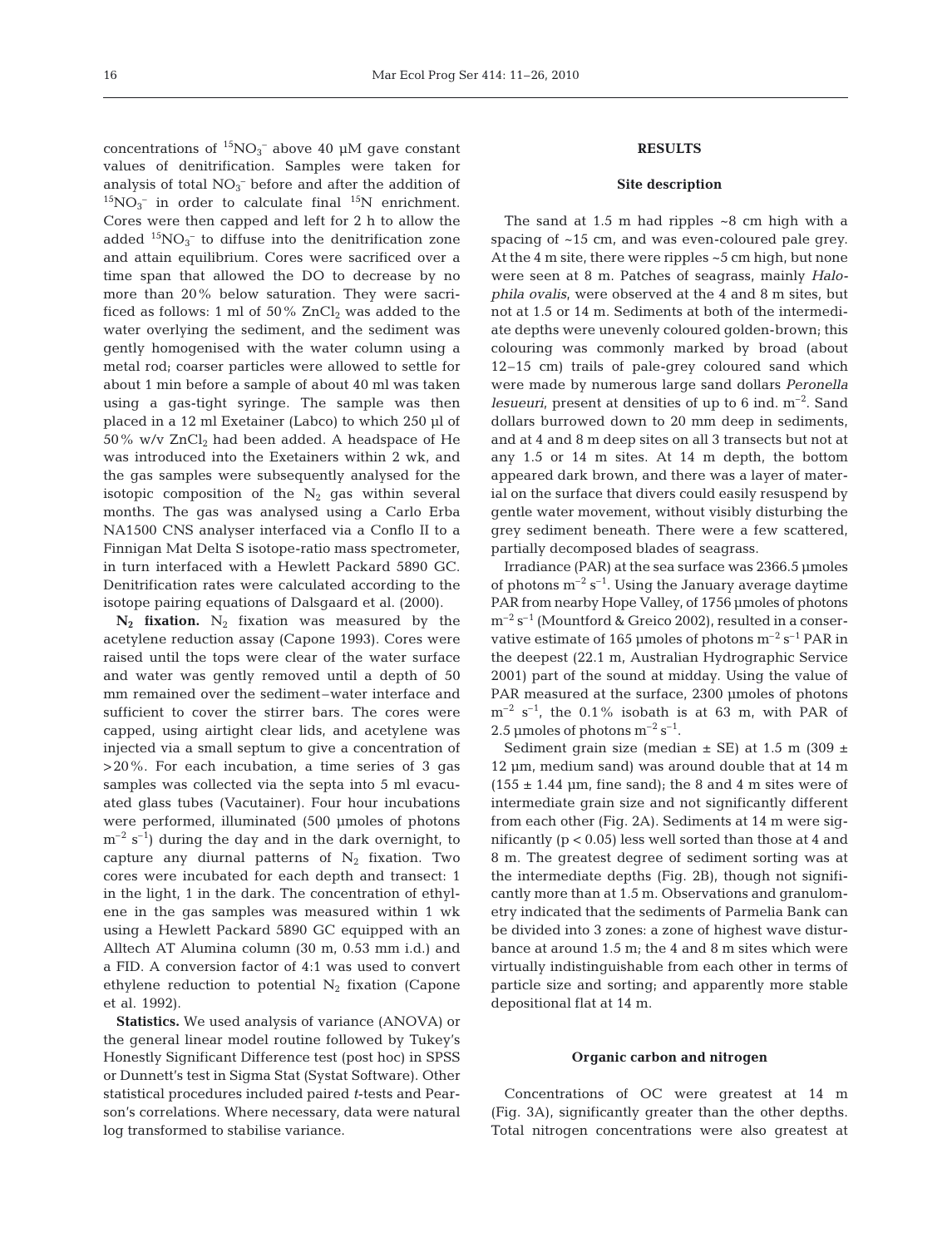concentrations of $^{15}NO_3^-$ above 40 µM gave constant values of denitrification. Samples were taken for analysis of total $NO_3^-$ before and after the addition of $^{15}NO_3^-$ in order to calculate final $^{15}N$ enrichment. Cores were then capped and left for 2 h to allow the added $^{15}NO_3^-$ to diffuse into the denitrification zone and attain equilibrium. Cores were sacrificed over a time span that allowed the DO to decrease by no more than 20% below saturation. They were sacrificed as follows: 1 ml of 50% $ZnCl_2$ was added to the water overlying the sediment, and the sediment was gently homogenised with the water column using a metal rod; coarser particles were allowed to settle for about 1 min before a sample of about 40 ml was taken using a gas-tight syringe. The sample was then placed in a 12 ml Exetainer (Labco) to which 250 µl of 50% w/v $ZnCl_2$ had been added. A headspace of He was introduced into the Exetainers within 2 wk, and the gas samples were subsequently analysed for the isotopic composition of the $N_2$ gas within several months. The gas was analysed using a Carlo Erba NA1500 CNS analyser interfaced via a Conflo II to a Finnigan Mat Delta S isotope-ratio mass spectrometer, in turn interfaced with a Hewlett Packard 5890 GC. Denitrification rates were calculated according to the isotope pairing equations of Dalsgaard et al. (2000).

**$N_2$ fixation.** $N_2$ fixation was measured by the acetylene reduction assay (Capone 1993). Cores were raised until the tops were clear of the water surface and water was gently removed until a depth of 50 mm remained over the sediment–water interface and sufficient to cover the stirrer bars. The cores were capped, using airtight clear lids, and acetylene was injected via a small septum to give a concentration of >20%. For each incubation, a time series of 3 gas samples was collected via the septa into 5 ml evacuated glass tubes (Vacutainer). Four hour incubations were performed, illuminated (500 µmoles of photons $m^{-2}$ $s^{-1}$) during the day and in the dark overnight, to capture any diurnal patterns of $N_2$ fixation. Two cores were incubated for each depth and transect: 1 in the light, 1 in the dark. The concentration of ethylene in the gas samples was measured within 1 wk using a Hewlett Packard 5890 GC equipped with an Alltech AT Alumina column (30 m, 0.53 mm i.d.) and a FID. A conversion factor of 4:1 was used to convert ethylene reduction to potential $N_2$ fixation (Capone et al. 1992).

**Statistics.** We used analysis of variance (ANOVA) or the general linear model routine followed by Tukey's Honestly Significant Difference test (post hoc) in SPSS or Dunnett's test in Sigma Stat (Systat Software). Other statistical procedures included paired *t*-tests and Pearson's correlations. Where necessary, data were natural log transformed to stabilise variance.

## RESULTS

### Site description

The sand at 1.5 m had ripples ~8 cm high with a spacing of ~15 cm, and was even-coloured pale grey. At the 4 m site, there were ripples ~5 cm high, but none were seen at 8 m. Patches of seagrass, mainly *Halophila ovalis*, were observed at the 4 and 8 m sites, but not at 1.5 or 14 m. Sediments at both of the intermediate depths were unevenly coloured golden-brown; this colouring was commonly marked by broad (about 12–15 cm) trails of pale-grey coloured sand which were made by numerous large sand dollars *Peronella lesueuri*, present at densities of up to 6 ind. $m^{-2}$. Sand dollars burrowed down to 20 mm deep in sediments, and at 4 and 8 m deep sites on all 3 transects but not at any 1.5 or 14 m sites. At 14 m depth, the bottom appeared dark brown, and there was a layer of material on the surface that divers could easily resuspend by gentle water movement, without visibly disturbing the grey sediment beneath. There were a few scattered, partially decomposed blades of seagrass.

Irradiance (PAR) at the sea surface was 2366.5 µmoles of photons $m^{-2}$ $s^{-1}$. Using the January average daytime PAR from nearby Hope Valley, of 1756 µmoles of photons $m^{-2}$ $s^{-1}$ (Mountford & Greico 2002), resulted in a conservative estimate of 165 µmoles of photons $m^{-2}$ $s^{-1}$ PAR in the deepest (22.1 m, Australian Hydrographic Service 2001) part of the sound at midday. Using the value of PAR measured at the surface, 2300 µmoles of photons $m^{-2}$ $s^{-1}$, the 0.1% isobath is at 63 m, with PAR of 2.5 µmoles of photons $m^{-2}$ $s^{-1}$.

Sediment grain size (median ± SE) at 1.5 m (309 ± 12 µm, medium sand) was around double that at 14 m (155 ± 1.44 µm, fine sand); the 8 and 4 m sites were of intermediate grain size and not significantly different from each other (Fig. 2A). Sediments at 14 m were significantly ($p < 0.05$) less well sorted than those at 4 and 8 m. The greatest degree of sediment sorting was at the intermediate depths (Fig. 2B), though not significantly more than at 1.5 m. Observations and granulometry indicated that the sediments of Parmelia Bank can be divided into 3 zones: a zone of highest wave disturbance at around 1.5 m; the 4 and 8 m sites which were virtually indistinguishable from each other in terms of particle size and sorting; and apparently more stable depositional flat at 14 m.

### Organic carbon and nitrogen

Concentrations of OC were greatest at 14 m (Fig. 3A), significantly greater than the other depths. Total nitrogen concentrations were also greatest at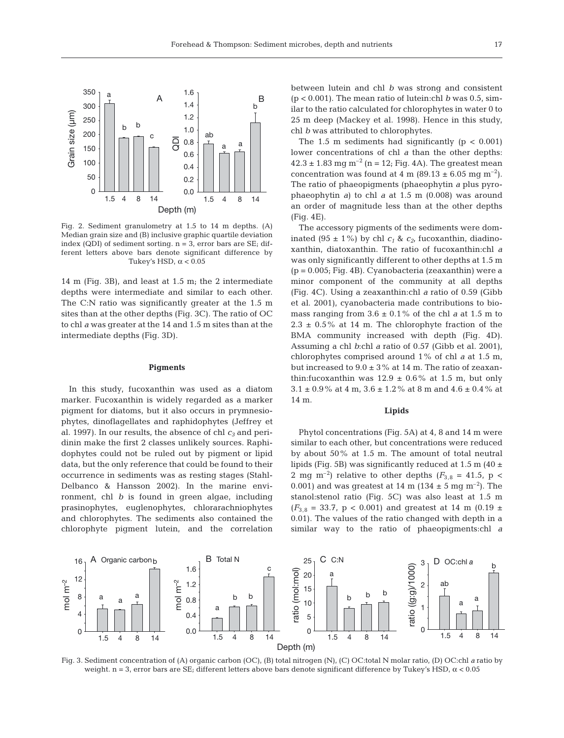Fig. 2. Sediment granulometry at 1.5 to 14 m depths. (A) Median grain size and (B) inclusive graphic quartile deviation index (QDI) of sediment sorting. n = 3, error bars are SE; different letters above bars denote significant difference by Tukey's HSD, $\alpha < 0.05$

14 m (Fig. 3B), and least at 1.5 m; the 2 intermediate depths were intermediate and similar to each other. The C:N ratio was significantly greater at the 1.5 m sites than at the other depths (Fig. 3C). The ratio of OC to chl *a* was greater at the 14 and 1.5 m sites than at the intermediate depths (Fig. 3D).

## Pigments

In this study, fucoxanthin was used as a diatom marker. Fucoxanthin is widely regarded as a marker pigment for diatoms, but it also occurs in prymnesiophytes, dinoflagellates and raphidophytes (Jeffrey et al. 1997). In our results, the absence of chl $c_3$ and peridinin make the first 2 classes unlikely sources. Raphidophytes could not be ruled out by pigment or lipid data, but the only reference that could be found to their occurrence in sediments was as resting stages (Stahl-Delbanco & Hansson 2002). In the marine environment, chl *b* is found in green algae, including prasinophytes, euglenophytes, chlorarachniophytes and chlorophytes. The sediments also contained the chlorophyte pigment lutein, and the correlation between lutein and chl *b* was strong and consistent ($p < 0.001$). The mean ratio of lutein:chl *b* was 0.5, similar to the ratio calculated for chlorophytes in water 0 to 25 m deep (Mackey et al. 1998). Hence in this study, chl *b* was attributed to chlorophytes.

The 1.5 m sediments had significantly ($p < 0.001$) lower concentrations of chl *a* than the other depths: $42.3 \pm 1.83$ mg m$^{-2}$ (n = 12; Fig. 4A). The greatest mean concentration was found at 4 m ($89.13 \pm 6.05$ mg m$^{-2}$). The ratio of phaeopigments (phaeophytin *a* plus pyrophaeophytin *a*) to chl *a* at 1.5 m (0.008) was around an order of magnitude less than at the other depths (Fig. 4E).

The accessory pigments of the sediments were dominated ($95 \pm 1$%) by chl $c_1$ & $c_2$, fucoxanthin, diadinoxanthin, diatoxanthin. The ratio of fucoxanthin:chl *a* was only significantly different to other depths at 1.5 m ($p = 0.005$; Fig. 4B). Cyanobacteria (zeaxanthin) were a minor component of the community at all depths (Fig. 4C). Using a zeaxanthin:chl *a* ratio of 0.59 (Gibb et al. 2001), cyanobacteria made contributions to biomass ranging from $3.6 \pm 0.1$% of the chl *a* at 1.5 m to $2.3 \pm 0.5$% at 14 m. The chlorophyte fraction of the BMA community increased with depth (Fig. 4D). Assuming a chl *b*:chl *a* ratio of 0.57 (Gibb et al. 2001), chlorophytes comprised around 1% of chl *a* at 1.5 m, but increased to $9.0 \pm 3$% at 14 m. The ratio of zeaxanthin:fucoxanthin was $12.9 \pm 0.6$% at 1.5 m, but only $3.1 \pm 0.9$% at 4 m, $3.6 \pm 1.2$% at 8 m and $4.6 \pm 0.4$% at 14 m.

## Lipids

Phytol concentrations (Fig. 5A) at 4, 8 and 14 m were similar to each other, but concentrations were reduced by about 50% at 1.5 m. The amount of total neutral lipids (Fig. 5B) was significantly reduced at 1.5 m ($40 \pm 2$ mg m$^{-2}$) relative to other depths ($F_{3,8} = 41.5$, $p < 0.001$) and was greatest at 14 m ($134 \pm 5$ mg m$^{-2}$). The stanol:stenol ratio (Fig. 5C) was also least at 1.5 m ($F_{3,8} = 33.7$, $p < 0.001$) and greatest at 14 m ($0.19 \pm 0.01$). The values of the ratio changed with depth in a similar way to the ratio of phaeopigments:chl *a*

Fig. 3. Sediment concentration of (A) organic carbon (OC), (B) total nitrogen (N), (C) OC:total N molar ratio, (D) OC:chl *a* ratio by weight. n = 3, error bars are SE; different letters above bars denote significant difference by Tukey's HSD, $\alpha < 0.05$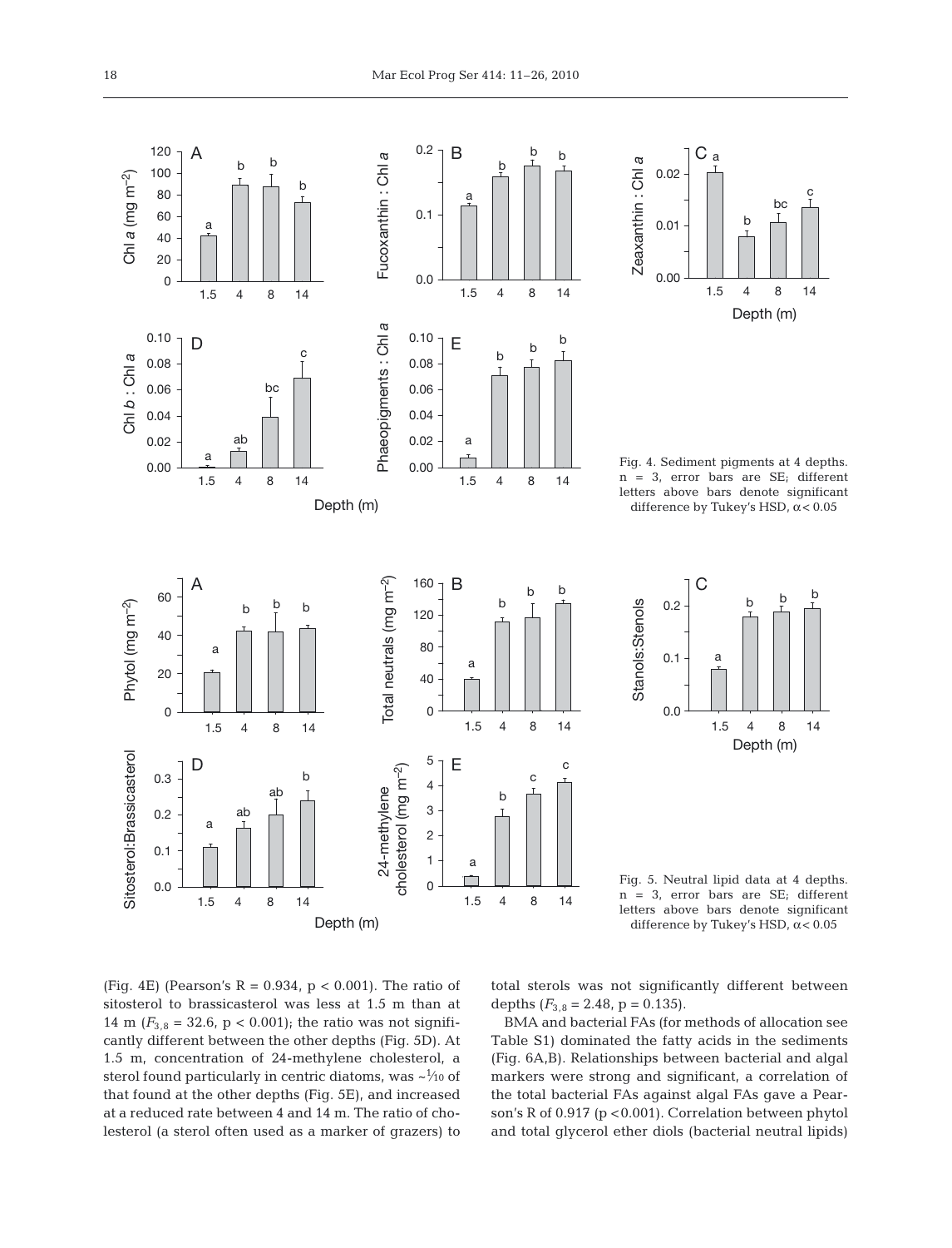Fig. 4. Sediment pigments at 4 depths. n = 3, error bars are SE; different letters above bars denote significant difference by Tukey's HSD, $\alpha < 0.05$

Fig. 5. Neutral lipid data at 4 depths. n = 3, error bars are SE; different letters above bars denote significant difference by Tukey's HSD, $\alpha < 0.05$

(Fig. 4E) (Pearson's R = 0.934, $p < 0.001$). The ratio of sitosterol to brassicasterol was less at 1.5 m than at 14 m ($F_{3,8} = 32.6$, $p < 0.001$); the ratio was not significantly different between the other depths (Fig. 5D). At 1.5 m, concentration of 24-methylene cholesterol, a sterol found particularly in centric diatoms, was ~1/10 of that found at the other depths (Fig. 5E), and increased at a reduced rate between 4 and 14 m. The ratio of cholesterol (a sterol often used as a marker of grazers) to total sterols was not significantly different between depths ($F_{3,8} = 2.48$, $p = 0.135$).

BMA and bacterial FAs (for methods of allocation see Table S1) dominated the fatty acids in the sediments (Fig. 6A,B). Relationships between bacterial and algal markers were strong and significant, a correlation of the total bacterial FAs against algal FAs gave a Pearson's R of 0.917 ($p < 0.001$). Correlation between phytol and total glycerol ether diols (bacterial neutral lipids)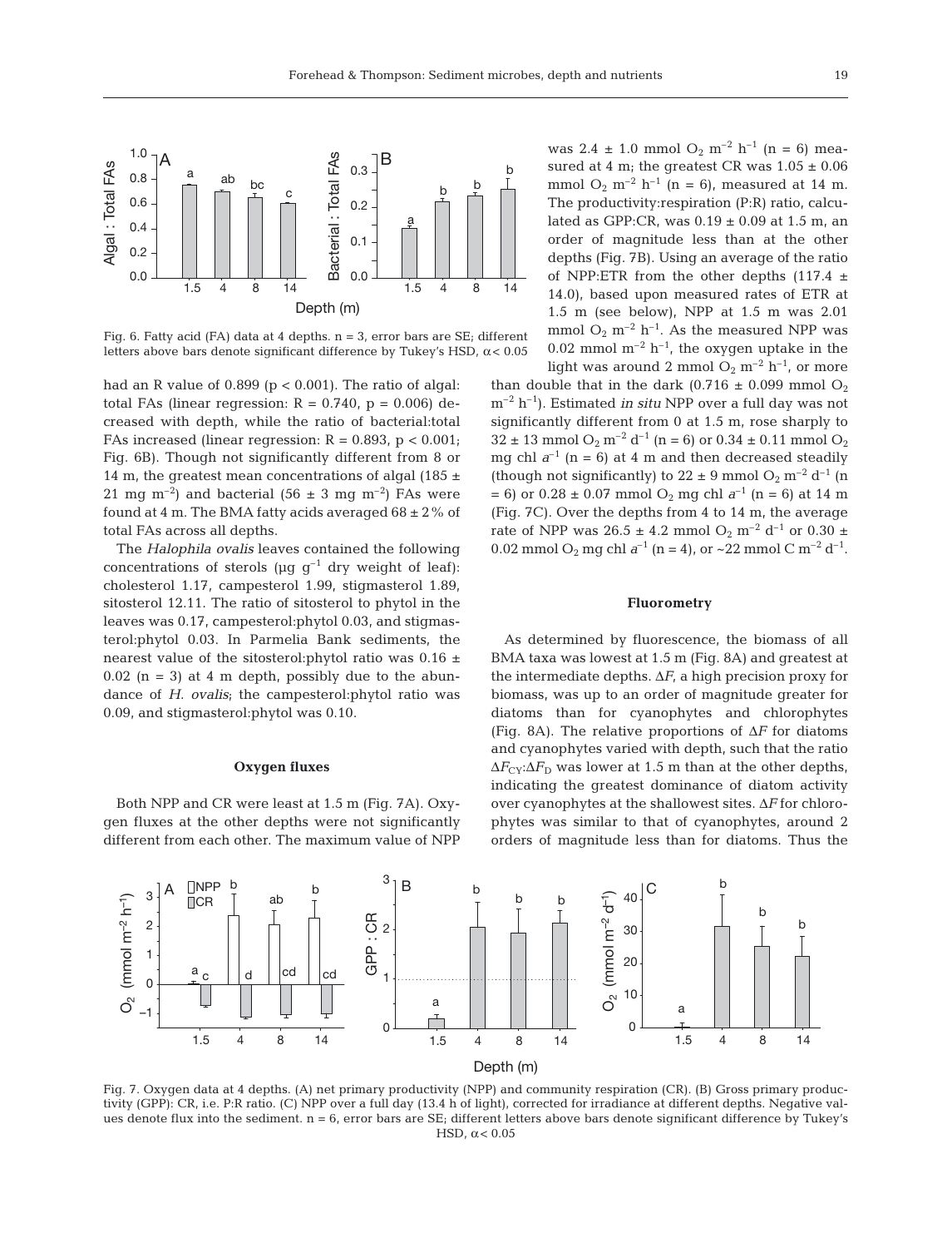Fig. 6. Fatty acid (FA) data at 4 depths. n = 3, error bars are SE; different letters above bars denote significant difference by Tukey's HSD, $\alpha < 0.05$

had an R value of 0.899 ($p < 0.001$). The ratio of algal: total FAs (linear regression: R = 0.740, p = 0.006) decreased with depth, while the ratio of bacterial:total FAs increased (linear regression: R = 0.893, $p < 0.001$; Fig. 6B). Though not significantly different from 8 or 14 m, the greatest mean concentrations of algal (185 ± 21 mg $m^{-2}$) and bacterial (56 ± 3 mg $m^{-2}$) FAs were found at 4 m. The BMA fatty acids averaged 68 ± 2% of total FAs across all depths.

The *Halophila ovalis* leaves contained the following concentrations of sterols (µg $g^{-1}$ dry weight of leaf): cholesterol 1.17, campesterol 1.99, stigmasterol 1.89, sitosterol 12.11. The ratio of sitosterol to phytol in the leaves was 0.17, campesterol:phytol 0.03, and stigmasterol:phytol 0.03. In Parmelia Bank sediments, the nearest value of the sitosterol:phytol ratio was 0.16 ± 0.02 (n = 3) at 4 m depth, possibly due to the abundance of *H. ovalis*; the campesterol:phytol ratio was 0.09, and stigmasterol:phytol was 0.10.

### Oxygen fluxes

Both NPP and CR were least at 1.5 m (Fig. 7A). Oxygen fluxes at the other depths were not significantly different from each other. The maximum value of NPP was 2.4 ± 1.0 mmol $O_2$ $m^{-2}$ $h^{-1}$ (n = 6) measured at 4 m; the greatest CR was 1.05 ± 0.06 mmol $O_2$ $m^{-2}$ $h^{-1}$ (n = 6), measured at 14 m. The productivity:respiration (P:R) ratio, calculated as GPP:CR, was 0.19 ± 0.09 at 1.5 m, an order of magnitude less than at the other depths (Fig. 7B). Using an average of the ratio of NPP:ETR from the other depths (117.4 ± 14.0), based upon measured rates of ETR at 1.5 m (see below), NPP at 1.5 m was 2.01 mmol $O_2$ $m^{-2}$ $h^{-1}$. As the measured NPP was 0.02 mmol $m^{-2}$ $h^{-1}$, the oxygen uptake in the light was around 2 mmol $O_2$ $m^{-2}$ $h^{-1}$, or more than double that in the dark (0.716 ± 0.099 mmol $O_2$ $m^{-2}$ $h^{-1}$). Estimated *in situ* NPP over a full day was not significantly different from 0 at 1.5 m, rose sharply to 32 ± 13 mmol $O_2$ $m^{-2}$ $d^{-1}$ (n = 6) or 0.34 ± 0.11 mmol $O_2$ mg chl $a^{-1}$ (n = 6) at 4 m and then decreased steadily (though not significantly) to 22 ± 9 mmol $O_2$ $m^{-2}$ $d^{-1}$ (n = 6) or 0.28 ± 0.07 mmol $O_2$ mg chl $a^{-1}$ (n = 6) at 14 m (Fig. 7C). Over the depths from 4 to 14 m, the average rate of NPP was 26.5 ± 4.2 mmol $O_2$ $m^{-2}$ $d^{-1}$ or 0.30 ± 0.02 mmol $O_2$ mg chl $a^{-1}$ (n = 4), or ~22 mmol C $m^{-2}$ $d^{-1}$.

### Fluorometry

As determined by fluorescence, the biomass of all BMA taxa was lowest at 1.5 m (Fig. 8A) and greatest at the intermediate depths. $\Delta F$, a high precision proxy for biomass, was up to an order of magnitude greater for diatoms than for cyanophytes and chlorophytes (Fig. 8A). The relative proportions of $\Delta F$ for diatoms and cyanophytes varied with depth, such that the ratio $\Delta F_{CY}$:$\Delta F_D$ was lower at 1.5 m than at the other depths, indicating the greatest dominance of diatom activity over cyanophytes at the shallowest sites. $\Delta F$ for chlorophytes was similar to that of cyanophytes, around 2 orders of magnitude less than for diatoms. Thus the

Fig. 7. Oxygen data at 4 depths. (A) net primary productivity (NPP) and community respiration (CR). (B) Gross primary productivity (GPP): CR, i.e. P:R ratio. (C) NPP over a full day (13.4 h of light), corrected for irradiance at different depths. Negative values denote flux into the sediment. n = 6, error bars are SE; different letters above bars denote significant difference by Tukey's HSD, $\alpha < 0.05$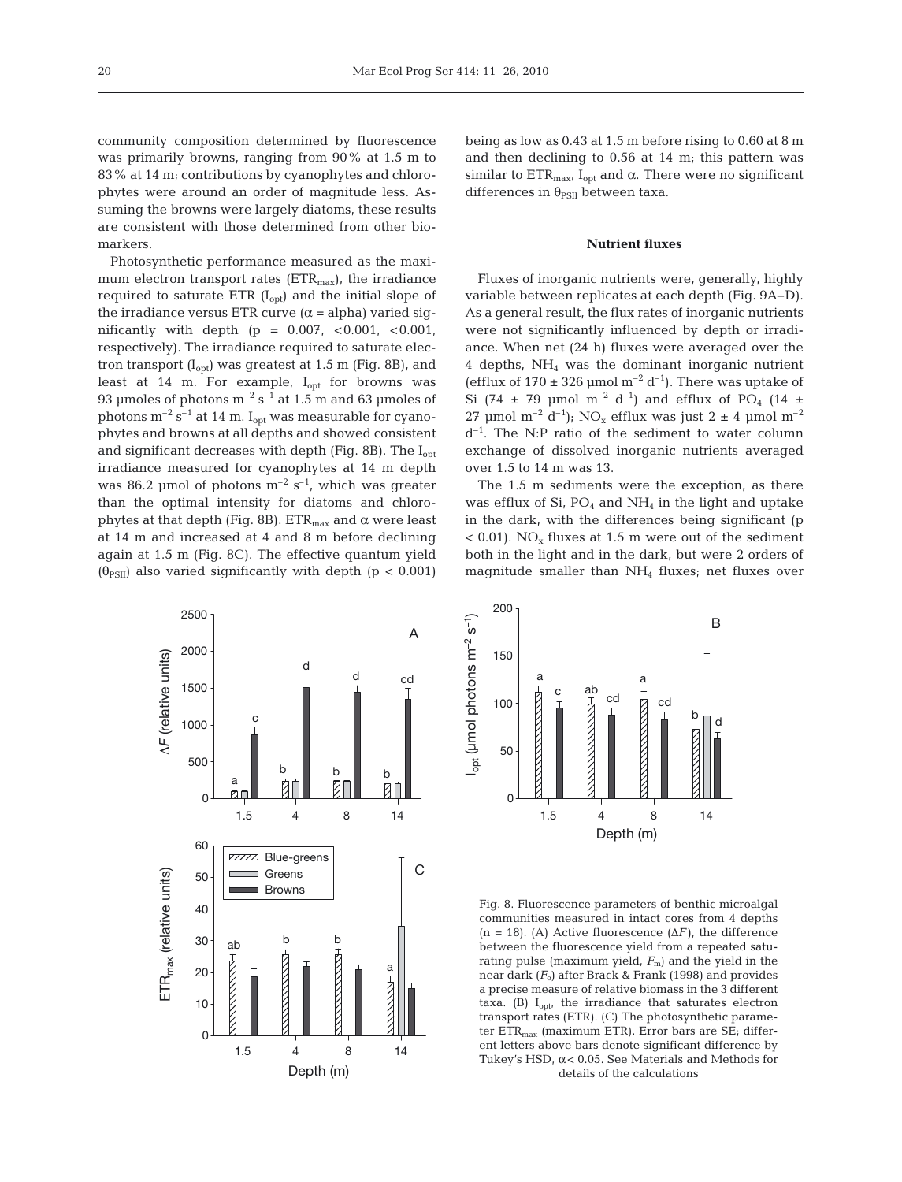community composition determined by fluorescence was primarily browns, ranging from 90% at 1.5 m to 83% at 14 m; contributions by cyanophytes and chlorophytes were around an order of magnitude less. Assuming the browns were largely diatoms, these results are consistent with those determined from other biomarkers.

Photosynthetic performance measured as the maximum electron transport rates ($ETR_{max}$), the irradiance required to saturate ETR ($I_{opt}$) and the initial slope of the irradiance versus ETR curve ($\alpha$ = alpha) varied significantly with depth ($p$ = 0.007, <0.001, <0.001, respectively). The irradiance required to saturate electron transport ($I_{opt}$) was greatest at 1.5 m (Fig. 8B), and least at 14 m. For example, $I_{opt}$ for browns was 93 µmoles of photons $m^{-2}$ $s^{-1}$ at 1.5 m and 63 µmoles of photons $m^{-2}$ $s^{-1}$ at 14 m. $I_{opt}$ was measurable for cyanophytes and browns at all depths and showed consistent and significant decreases with depth (Fig. 8B). The $I_{opt}$ irradiance measured for cyanophytes at 14 m depth was 86.2 µmol of photons $m^{-2}$ $s^{-1}$, which was greater than the optimal intensity for diatoms and chlorophytes at that depth (Fig. 8B). $ETR_{max}$ and $\alpha$ were least at 14 m and increased at 4 and 8 m before declining again at 1.5 m (Fig. 8C). The effective quantum yield ($\theta_{PSII}$) also varied significantly with depth ($p < 0.001$) being as low as 0.43 at 1.5 m before rising to 0.60 at 8 m and then declining to 0.56 at 14 m; this pattern was similar to $ETR_{max}$, $I_{opt}$ and $\alpha$. There were no significant differences in $\theta_{PSII}$ between taxa.

## Nutrient fluxes

Fluxes of inorganic nutrients were, generally, highly variable between replicates at each depth (Fig. 9A–D). As a general result, the flux rates of inorganic nutrients were not significantly influenced by depth or irradiance. When net (24 h) fluxes were averaged over the 4 depths, $NH_4$ was the dominant inorganic nutrient (efflux of 170 ± 326 µmol $m^{-2}$ $d^{-1}$). There was uptake of Si (74 ± 79 µmol $m^{-2}$ $d^{-1}$) and efflux of $PO_4$ (14 ± 27 µmol $m^{-2}$ $d^{-1}$); $NO_x$ efflux was just 2 ± 4 µmol $m^{-2}$ $d^{-1}$. The N:P ratio of the sediment to water column exchange of dissolved inorganic nutrients averaged over 1.5 to 14 m was 13.

The 1.5 m sediments were the exception, as there was efflux of Si, $PO_4$ and $NH_4$ in the light and uptake in the dark, with the differences being significant ($p < 0.01$). $NO_x$ fluxes at 1.5 m were out of the sediment both in the light and in the dark, but were 2 orders of magnitude smaller than $NH_4$ fluxes; net fluxes over

Fig. 8. Fluorescence parameters of benthic microalgal communities measured in intact cores from 4 depths (n = 18). (A) Active fluorescence ($\Delta F$), the difference between the fluorescence yield from a repeated saturating pulse (maximum yield, $F_m$) and the yield in the near dark ($F_o$) after Brack & Frank (1998) and provides a precise measure of relative biomass in the 3 different taxa. (B) $I_{opt}$, the irradiance that saturates electron transport rates (ETR). (C) The photosynthetic parameter $ETR_{max}$ (maximum ETR). Error bars are SE; different letters above bars denote significant difference by Tukey's HSD, $\alpha < 0.05$. See Materials and Methods for details of the calculations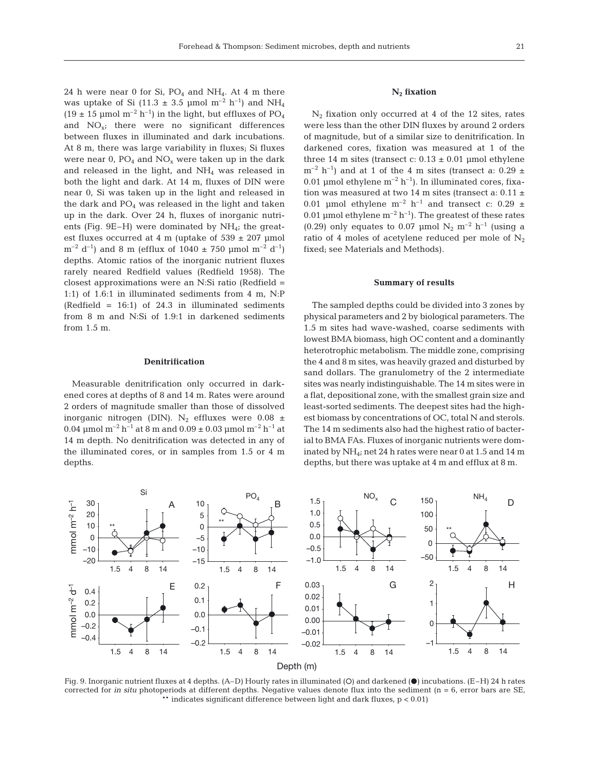24 h were near 0 for Si, $PO_4$ and $NH_4$. At 4 m there was uptake of Si (11.3 ± 3.5 µmol $m^{-2}$ $h^{-1}$) and $NH_4$ (19 ± 15 µmol $m^{-2}$ $h^{-1}$) in the light, but effluxes of $PO_4$ and $NO_x$; there were no significant differences between fluxes in illuminated and dark incubations. At 8 m, there was large variability in fluxes; Si fluxes were near 0, $PO_4$ and $NO_x$ were taken up in the dark and released in the light, and $NH_4$ was released in both the light and dark. At 14 m, fluxes of DIN were near 0, Si was taken up in the light and released in the dark and $PO_4$ was released in the light and taken up in the dark. Over 24 h, fluxes of inorganic nutrients (Fig. 9E–H) were dominated by $NH_4$; the greatest fluxes occurred at 4 m (uptake of 539 ± 207 µmol $m^{-2}$ $d^{-1}$) and 8 m (efflux of 1040 ± 750 µmol $m^{-2}$ $d^{-1}$) depths. Atomic ratios of the inorganic nutrient fluxes rarely neared Redfield values (Redfield 1958). The closest approximations were an N:Si ratio (Redfield = 1:1) of 1.6:1 in illuminated sediments from 4 m, N:P (Redfield = 16:1) of 24.3 in illuminated sediments from 8 m and N:Si of 1.9:1 in darkened sediments from 1.5 m.

### Denitrification

Measurable denitrification only occurred in darkened cores at depths of 8 and 14 m. Rates were around 2 orders of magnitude smaller than those of dissolved inorganic nitrogen (DIN). $N_2$ effluxes were 0.08 ± 0.04 µmol $m^{-2}$ $h^{-1}$ at 8 m and 0.09 ± 0.03 µmol $m^{-2}$ $h^{-1}$ at 14 m depth. No denitrification was detected in any of the illuminated cores, or in samples from 1.5 or 4 m depths.

### $N_2$ fixation

$N_2$ fixation only occurred at 4 of the 12 sites, rates were less than the other DIN fluxes by around 2 orders of magnitude, but of a similar size to denitrification. In darkened cores, fixation was measured at 1 of the three 14 m sites (transect c: 0.13 ± 0.01 µmol ethylene $m^{-2}$ $h^{-1}$) and at 1 of the 4 m sites (transect a: 0.29 ± 0.01 µmol ethylene $m^{-2}$ $h^{-1}$). In illuminated cores, fixation was measured at two 14 m sites (transect a: 0.11 ± 0.01 µmol ethylene $m^{-2}$ $h^{-1}$ and transect c: 0.29 ± 0.01 µmol ethylene $m^{-2}$ $h^{-1}$). The greatest of these rates (0.29) only equates to 0.07 µmol $N_2$ $m^{-2}$ $h^{-1}$ (using a ratio of 4 moles of acetylene reduced per mole of $N_2$ fixed; see Materials and Methods).

### Summary of results

The sampled depths could be divided into 3 zones by physical parameters and 2 by biological parameters. The 1.5 m sites had wave-washed, coarse sediments with lowest BMA biomass, high OC content and a dominantly heterotrophic metabolism. The middle zone, comprising the 4 and 8 m sites, was heavily grazed and disturbed by sand dollars. The granulometry of the 2 intermediate sites was nearly indistinguishable. The 14 m sites were in a flat, depositional zone, with the smallest grain size and least-sorted sediments. The deepest sites had the highest biomass by concentrations of OC, total N and sterols. The 14 m sediments also had the highest ratio of bacterial to BMA FAs. Fluxes of inorganic nutrients were dominated by $NH_4$; net 24 h rates were near 0 at 1.5 and 14 m depths, but there was uptake at 4 m and efflux at 8 m.

Fig. 9. Inorganic nutrient fluxes at 4 depths. (A–D) Hourly rates in illuminated (○) and darkened (●) incubations. (E–H) 24 h rates corrected for *in situ* photoperiods at different depths. Negative values denote flux into the sediment (n = 6, error bars are SE, ** indicates significant difference between light and dark fluxes, $p < 0.01$)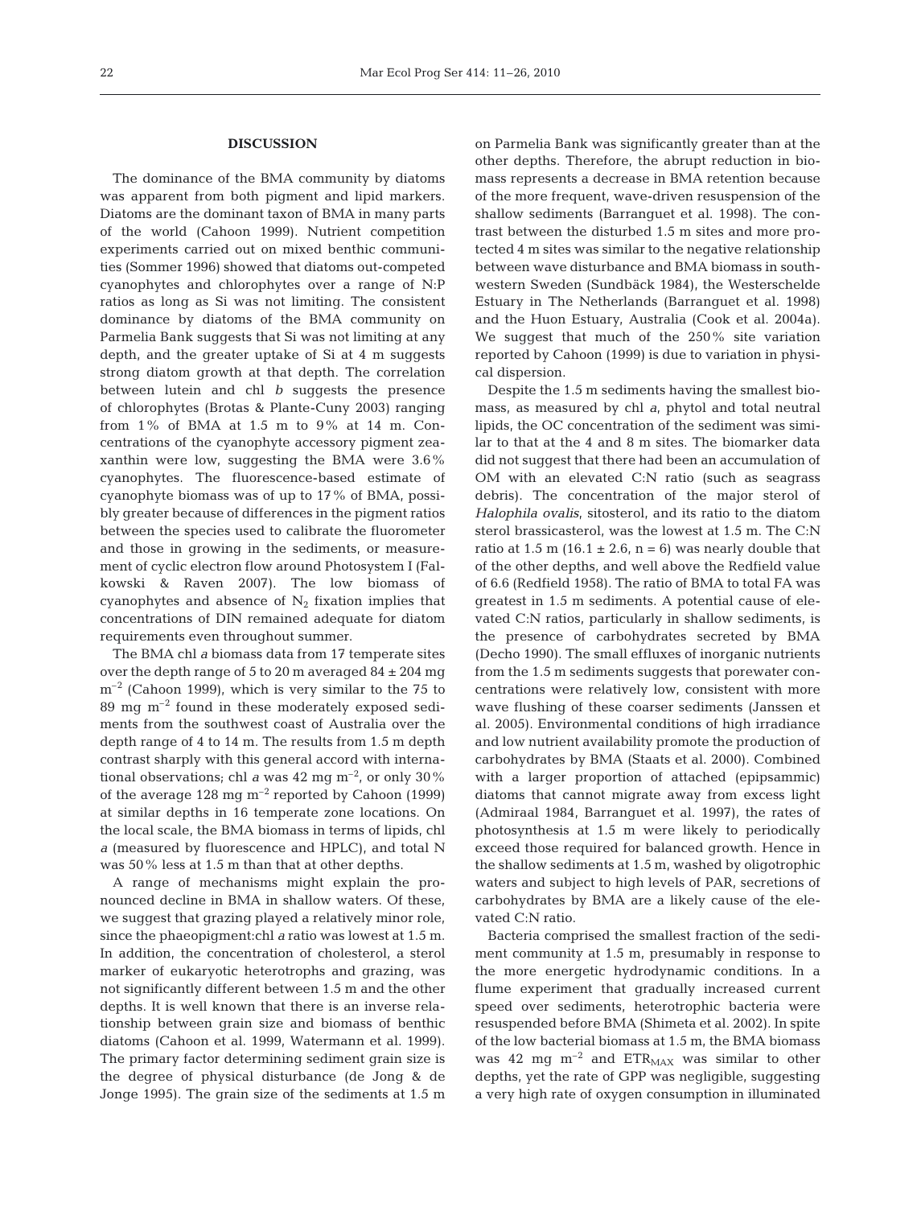## DISCUSSION

The dominance of the BMA community by diatoms was apparent from both pigment and lipid markers. Diatoms are the dominant taxon of BMA in many parts of the world (Cahoon 1999). Nutrient competition experiments carried out on mixed benthic communities (Sommer 1996) showed that diatoms out-competed cyanophytes and chlorophytes over a range of N:P ratios as long as Si was not limiting. The consistent dominance by diatoms of the BMA community on Parmelia Bank suggests that Si was not limiting at any depth, and the greater uptake of Si at 4 m suggests strong diatom growth at that depth. The correlation between lutein and chl *b* suggests the presence of chlorophytes (Brotas & Plante-Cuny 2003) ranging from 1% of BMA at 1.5 m to 9% at 14 m. Concentrations of the cyanophyte accessory pigment zeaxanthin were low, suggesting the BMA were 3.6% cyanophytes. The fluorescence-based estimate of cyanophyte biomass was of up to 17% of BMA, possibly greater because of differences in the pigment ratios between the species used to calibrate the fluorometer and those in growing in the sediments, or measurement of cyclic electron flow around Photosystem I (Falkowski & Raven 2007). The low biomass of cyanophytes and absence of $N_2$ fixation implies that concentrations of DIN remained adequate for diatom requirements even throughout summer.

The BMA chl *a* biomass data from 17 temperate sites over the depth range of 5 to 20 m averaged 84 ± 204 mg $m^{-2}$ (Cahoon 1999), which is very similar to the 75 to 89 mg $m^{-2}$ found in these moderately exposed sediments from the southwest coast of Australia over the depth range of 4 to 14 m. The results from 1.5 m depth contrast sharply with this general accord with international observations; chl *a* was 42 mg $m^{-2}$, or only 30% of the average 128 mg $m^{-2}$ reported by Cahoon (1999) at similar depths in 16 temperate zone locations. On the local scale, the BMA biomass in terms of lipids, chl *a* (measured by fluorescence and HPLC), and total N was 50% less at 1.5 m than that at other depths.

A range of mechanisms might explain the pronounced decline in BMA in shallow waters. Of these, we suggest that grazing played a relatively minor role, since the phaeopigment:chl *a* ratio was lowest at 1.5 m. In addition, the concentration of cholesterol, a sterol marker of eukaryotic heterotrophs and grazing, was not significantly different between 1.5 m and the other depths. It is well known that there is an inverse relationship between grain size and biomass of benthic diatoms (Cahoon et al. 1999, Watermann et al. 1999). The primary factor determining sediment grain size is the degree of physical disturbance (de Jong & de Jonge 1995). The grain size of the sediments at 1.5 m on Parmelia Bank was significantly greater than at the other depths. Therefore, the abrupt reduction in biomass represents a decrease in BMA retention because of the more frequent, wave-driven resuspension of the shallow sediments (Barranguet et al. 1998). The contrast between the disturbed 1.5 m sites and more protected 4 m sites was similar to the negative relationship between wave disturbance and BMA biomass in southwestern Sweden (Sundbäck 1984), the Westerschelde Estuary in The Netherlands (Barranguet et al. 1998) and the Huon Estuary, Australia (Cook et al. 2004a). We suggest that much of the 250% site variation reported by Cahoon (1999) is due to variation in physical dispersion.

Despite the 1.5 m sediments having the smallest biomass, as measured by chl *a*, phytol and total neutral lipids, the OC concentration of the sediment was similar to that at the 4 and 8 m sites. The biomarker data did not suggest that there had been an accumulation of OM with an elevated C:N ratio (such as seagrass debris). The concentration of the major sterol of *Halophila ovalis*, sitosterol, and its ratio to the diatom sterol brassicasterol, was the lowest at 1.5 m. The C:N ratio at 1.5 m (16.1 ± 2.6, n = 6) was nearly double that of the other depths, and well above the Redfield value of 6.6 (Redfield 1958). The ratio of BMA to total FA was greatest in 1.5 m sediments. A potential cause of elevated C:N ratios, particularly in shallow sediments, is the presence of carbohydrates secreted by BMA (Decho 1990). The small effluxes of inorganic nutrients from the 1.5 m sediments suggests that porewater concentrations were relatively low, consistent with more wave flushing of these coarser sediments (Janssen et al. 2005). Environmental conditions of high irradiance and low nutrient availability promote the production of carbohydrates by BMA (Staats et al. 2000). Combined with a larger proportion of attached (epipsammic) diatoms that cannot migrate away from excess light (Admiraal 1984, Barranguet et al. 1997), the rates of photosynthesis at 1.5 m were likely to periodically exceed those required for balanced growth. Hence in the shallow sediments at 1.5 m, washed by oligotrophic waters and subject to high levels of PAR, secretions of carbohydrates by BMA are a likely cause of the elevated C:N ratio.

Bacteria comprised the smallest fraction of the sediment community at 1.5 m, presumably in response to the more energetic hydrodynamic conditions. In a flume experiment that gradually increased current speed over sediments, heterotrophic bacteria were resuspended before BMA (Shimeta et al. 2002). In spite of the low bacterial biomass at 1.5 m, the BMA biomass was 42 mg $m^{-2}$ and $ETR_{MAX}$ was similar to other depths, yet the rate of GPP was negligible, suggesting a very high rate of oxygen consumption in illuminated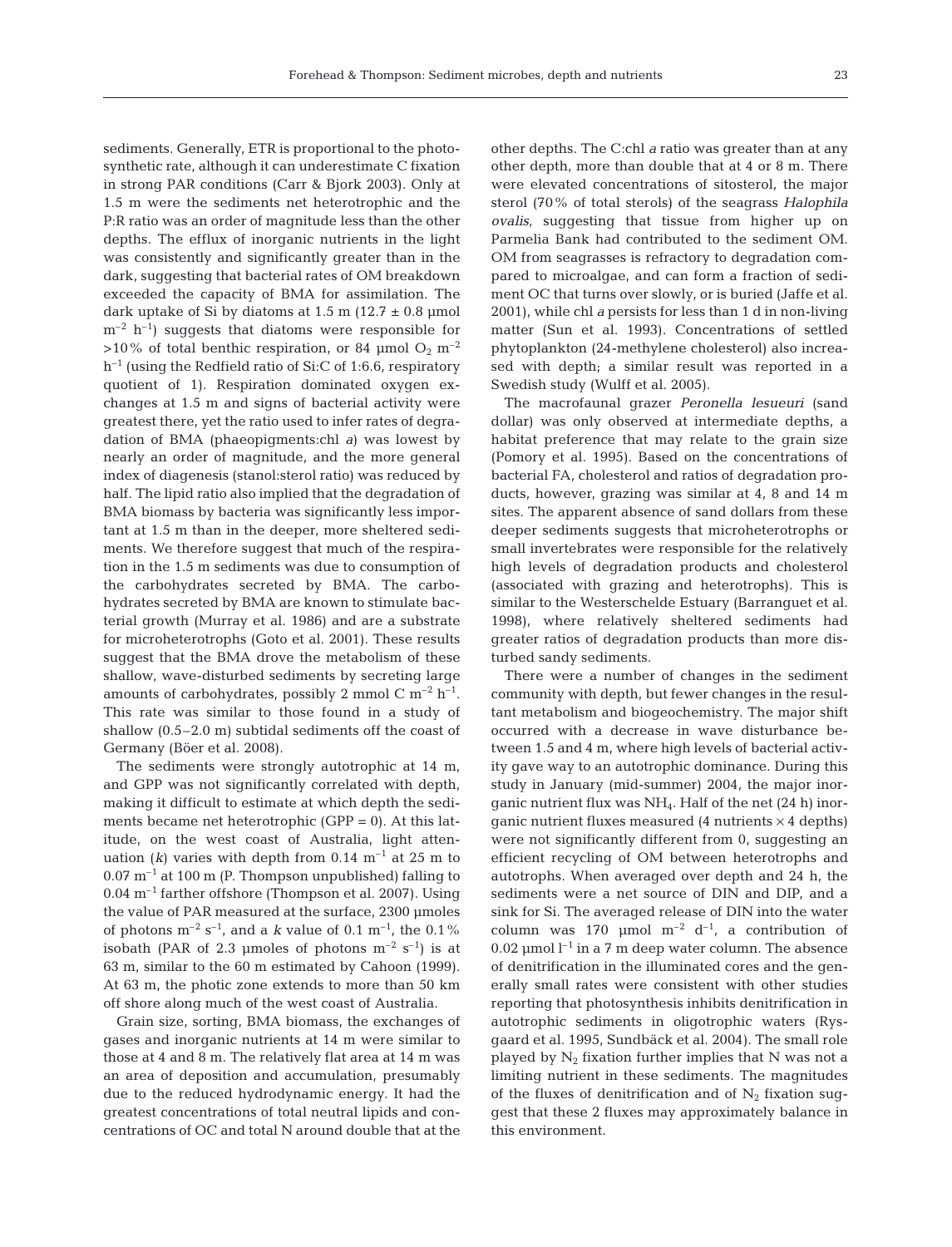sediments. Generally, ETR is proportional to the photosynthetic rate, although it can underestimate C fixation in strong PAR conditions (Carr & Bjork 2003). Only at 1.5 m were the sediments net heterotrophic and the P:R ratio was an order of magnitude less than the other depths. The efflux of inorganic nutrients in the light was consistently and significantly greater than in the dark, suggesting that bacterial rates of OM breakdown exceeded the capacity of BMA for assimilation. The dark uptake of Si by diatoms at 1.5 m ($12.7 \pm 0.8$ µmol $m^{-2}$ $h^{-1}$) suggests that diatoms were responsible for >10% of total benthic respiration, or 84 µmol $O_2$ $m^{-2}$ $h^{-1}$ (using the Redfield ratio of Si:C of 1:6.6, respiratory quotient of 1). Respiration dominated oxygen exchanges at 1.5 m and signs of bacterial activity were greatest there, yet the ratio used to infer rates of degradation of BMA (phaeopigments:chl *a*) was lowest by nearly an order of magnitude, and the more general index of diagenesis (stanol:sterol ratio) was reduced by half. The lipid ratio also implied that the degradation of BMA biomass by bacteria was significantly less important at 1.5 m than in the deeper, more sheltered sediments. We therefore suggest that much of the respiration in the 1.5 m sediments was due to consumption of the carbohydrates secreted by BMA. The carbohydrates secreted by BMA are known to stimulate bacterial growth (Murray et al. 1986) and are a substrate for microheterotrophs (Goto et al. 2001). These results suggest that the BMA drove the metabolism of these shallow, wave-disturbed sediments by secreting large amounts of carbohydrates, possibly 2 mmol C $m^{-2}$ $h^{-1}$. This rate was similar to those found in a study of shallow (0.5–2.0 m) subtidal sediments off the coast of Germany (Böer et al. 2008).

The sediments were strongly autotrophic at 14 m, and GPP was not significantly correlated with depth, making it difficult to estimate at which depth the sediments became net heterotrophic (GPP = 0). At this latitude, on the west coast of Australia, light attenuation ($k$) varies with depth from 0.14 $m^{-1}$ at 25 m to 0.07 $m^{-1}$ at 100 m (P. Thompson unpublished) falling to 0.04 $m^{-1}$ farther offshore (Thompson et al. 2007). Using the value of PAR measured at the surface, 2300 µmoles of photons $m^{-2}$ $s^{-1}$, and a $k$ value of 0.1 $m^{-1}$, the 0.1% isobath (PAR of 2.3 µmoles of photons $m^{-2}$ $s^{-1}$) is at 63 m, similar to the 60 m estimated by Cahoon (1999). At 63 m, the photic zone extends to more than 50 km off shore along much of the west coast of Australia.

Grain size, sorting, BMA biomass, the exchanges of gases and inorganic nutrients at 14 m were similar to those at 4 and 8 m. The relatively flat area at 14 m was an area of deposition and accumulation, presumably due to the reduced hydrodynamic energy. It had the greatest concentrations of total neutral lipids and concentrations of OC and total N around double that at the other depths. The C:chl *a* ratio was greater than at any other depth, more than double that at 4 or 8 m. There were elevated concentrations of sitosterol, the major sterol (70% of total sterols) of the seagrass *Halophila ovalis*, suggesting that tissue from higher up on Parmelia Bank had contributed to the sediment OM. OM from seagrasses is refractory to degradation compared to microalgae, and can form a fraction of sediment OC that turns over slowly, or is buried (Jaffe et al. 2001), while chl *a* persists for less than 1 d in non-living matter (Sun et al. 1993). Concentrations of settled phytoplankton (24-methylene cholesterol) also increased with depth; a similar result was reported in a Swedish study (Wulff et al. 2005).

The macrofaunal grazer *Peronella lesueuri* (sand dollar) was only observed at intermediate depths, a habitat preference that may relate to the grain size (Pomory et al. 1995). Based on the concentrations of bacterial FA, cholesterol and ratios of degradation products, however, grazing was similar at 4, 8 and 14 m sites. The apparent absence of sand dollars from these deeper sediments suggests that microheterotrophs or small invertebrates were responsible for the relatively high levels of degradation products and cholesterol (associated with grazing and heterotrophs). This is similar to the Westerschelde Estuary (Barranguet et al. 1998), where relatively sheltered sediments had greater ratios of degradation products than more disturbed sandy sediments.

There were a number of changes in the sediment community with depth, but fewer changes in the resultant metabolism and biogeochemistry. The major shift occurred with a decrease in wave disturbance between 1.5 and 4 m, where high levels of bacterial activity gave way to an autotrophic dominance. During this study in January (mid-summer) 2004, the major inorganic nutrient flux was $NH_4$. Half of the net (24 h) inorganic nutrient fluxes measured (4 nutrients × 4 depths) were not significantly different from 0, suggesting an efficient recycling of OM between heterotrophs and autotrophs. When averaged over depth and 24 h, the sediments were a net source of DIN and DIP, and a sink for Si. The averaged release of DIN into the water column was 170 µmol $m^{-2}$ $d^{-1}$, a contribution of 0.02 µmol $l^{-1}$ in a 7 m deep water column. The absence of denitrification in the illuminated cores and the generally small rates were consistent with other studies reporting that photosynthesis inhibits denitrification in autotrophic sediments in oligotrophic waters (Rysgaard et al. 1995, Sundbäck et al. 2004). The small role played by $N_2$ fixation further implies that N was not a limiting nutrient in these sediments. The magnitudes of the fluxes of denitrification and of $N_2$ fixation suggest that these 2 fluxes may approximately balance in this environment.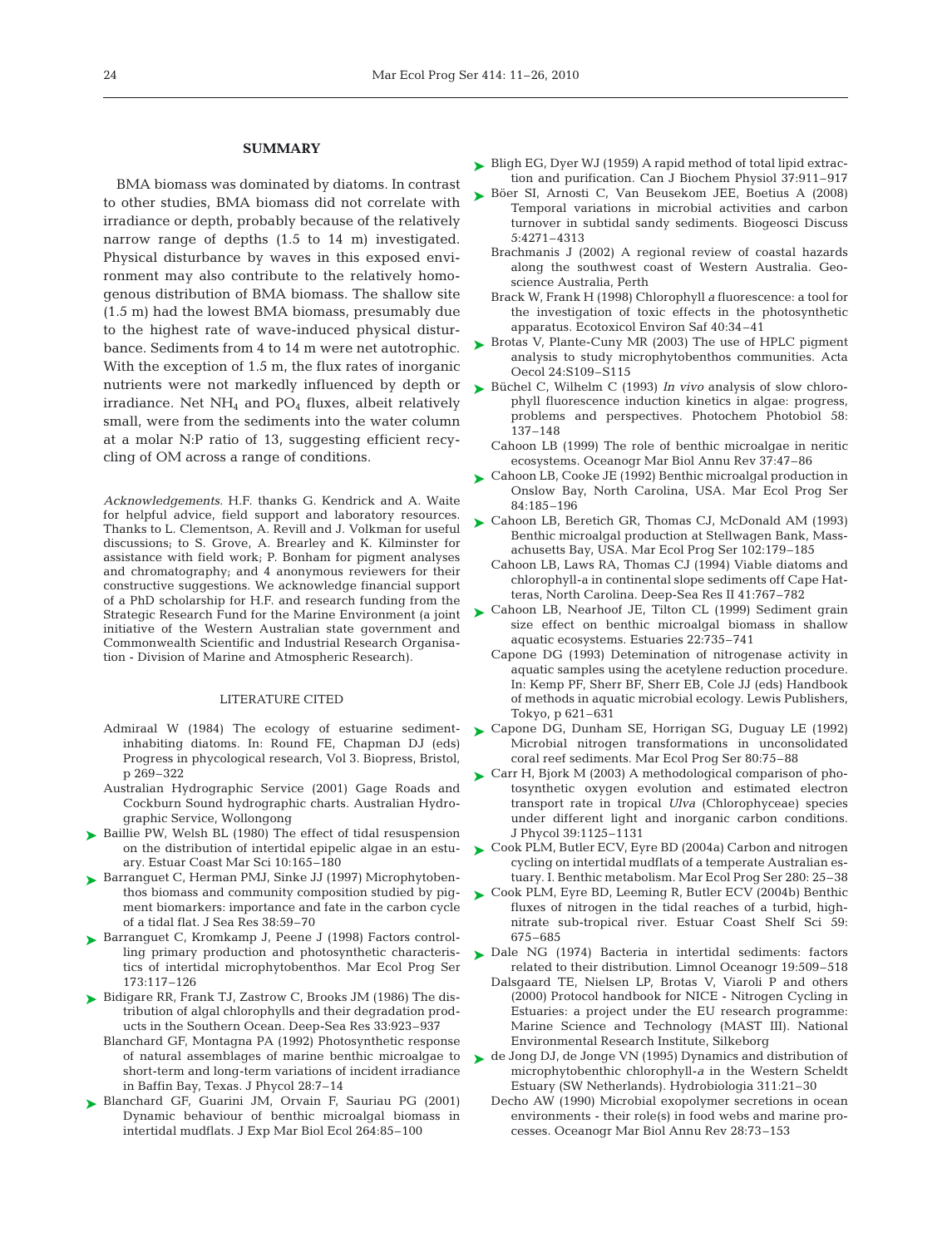## SUMMARY

BMA biomass was dominated by diatoms. In contrast to other studies, BMA biomass did not correlate with irradiance or depth, probably because of the relatively narrow range of depths (1.5 to 14 m) investigated. Physical disturbance by waves in this exposed environment may also contribute to the relatively homogenous distribution of BMA biomass. The shallow site (1.5 m) had the lowest BMA biomass, presumably due to the highest rate of wave-induced physical disturbance. Sediments from 4 to 14 m were net autotrophic. With the exception of 1.5 m, the flux rates of inorganic nutrients were not markedly influenced by depth or irradiance. Net $NH_4$ and $PO_4$ fluxes, albeit relatively small, were from the sediments into the water column at a molar N:P ratio of 13, suggesting efficient recycling of OM across a range of conditions.

*Acknowledgements.* H.F. thanks G. Kendrick and A. Waite for helpful advice, field support and laboratory resources. Thanks to L. Clementson, A. Revill and J. Volkman for useful discussions; to S. Grove, A. Brearley and K. Kilminster for assistance with field work; P. Bonham for pigment analyses and chromatography; and 4 anonymous reviewers for their constructive suggestions. We acknowledge financial support of a PhD scholarship for H.F. and research funding from the Strategic Research Fund for the Marine Environment (a joint initiative of the Western Australian state government and Commonwealth Scientific and Industrial Research Organisation - Division of Marine and Atmospheric Research).

## LITERATURE CITED

- Admiraal W (1984) The ecology of estuarine sediment-inhabiting diatoms. In: Round FE, Chapman DJ (eds) Progress in phycological research, Vol 3. Biopress, Bristol, p 269–322
- Australian Hydrographic Service (2001) Gage Roads and Cockburn Sound hydrographic charts. Australian Hydrographic Service, Wollongong
- Baillie PW, Welsh BL (1980) The effect of tidal resuspension on the distribution of intertidal epipelic algae in an estuary. Estuar Coast Mar Sci 10:165–180
- Barranguet C, Herman PMJ, Sinke JJ (1997) Microphytobenthos biomass and community composition studied by pigment biomarkers: importance and fate in the carbon cycle of a tidal flat. J Sea Res 38:59–70
- Barranguet C, Kromkamp J, Peene J (1998) Factors controlling primary production and photosynthetic characteristics of intertidal microphytobenthos. Mar Ecol Prog Ser 173:117–126
- Bidigare RR, Frank TJ, Zastrow C, Brooks JM (1986) The distribution of algal chlorophylls and their degradation products in the Southern Ocean. Deep-Sea Res 33:923–937
- Blanchard GF, Montagna PA (1992) Photosynthetic response of natural assemblages of marine benthic microalgae to short-term and long-term variations of incident irradiance in Baffin Bay, Texas. J Phycol 28:7–14
- Blanchard GF, Guarini JM, Orvain F, Sauriau PG (2001) Dynamic behaviour of benthic microalgal biomass in intertidal mudflats. J Exp Mar Biol Ecol 264:85–100
- Bligh EG, Dyer WJ (1959) A rapid method of total lipid extraction and purification. Can J Biochem Physiol 37:911–917
- Böer SI, Arnosti C, Van Beusekom JEE, Boetius A (2008) Temporal variations in microbial activities and carbon turnover in subtidal sandy sediments. Biogeosci Discuss 5:4271–4313
- Brachmanis J (2002) A regional review of coastal hazards along the southwest coast of Western Australia. Geoscience Australia, Perth
- Brack W, Frank H (1998) Chlorophyll *a* fluorescence: a tool for the investigation of toxic effects in the photosynthetic apparatus. Ecotoxicol Environ Saf 40:34–41
- Brotas V, Plante-Cuny MR (2003) The use of HPLC pigment analysis to study microphytobenthos communities. Acta Oecol 24:S109–S115
- Büchel C, Wilhelm C (1993) *In vivo* analysis of slow chlorophyll fluorescence induction kinetics in algae: progress, problems and perspectives. Photochem Photobiol 58: 137–148
- Cahoon LB (1999) The role of benthic microalgae in neritic ecosystems. Oceanogr Mar Biol Annu Rev 37:47–86
- Cahoon LB, Cooke JE (1992) Benthic microalgal production in Onslow Bay, North Carolina, USA. Mar Ecol Prog Ser 84:185–196
- Cahoon LB, Beretich GR, Thomas CJ, McDonald AM (1993) Benthic microalgal production at Stellwagen Bank, Massachusetts Bay, USA. Mar Ecol Prog Ser 102:179–185
- Cahoon LB, Laws RA, Thomas CJ (1994) Viable diatoms and chlorophyll-a in continental slope sediments off Cape Hatteras, North Carolina. Deep-Sea Res II 41:767–782
- Cahoon LB, Nearhoof JE, Tilton CL (1999) Sediment grain size effect on benthic microalgal biomass in shallow aquatic ecosystems. Estuaries 22:735–741
- Capone DG (1993) Detemination of nitrogenase activity in aquatic samples using the acetylene reduction procedure. In: Kemp PF, Sherr BF, Sherr EB, Cole JJ (eds) Handbook of methods in aquatic microbial ecology. Lewis Publishers, Tokyo, p 621–631
- Capone DG, Dunham SE, Horrigan SG, Duguay LE (1992) Microbial nitrogen transformations in unconsolidated coral reef sediments. Mar Ecol Prog Ser 80:75–88
- Carr H, Bjork M (2003) A methodological comparison of photosynthetic oxygen evolution and estimated electron transport rate in tropical *Ulva* (Chlorophyceae) species under different light and inorganic carbon conditions. J Phycol 39:1125–1131
- Cook PLM, Butler ECV, Eyre BD (2004a) Carbon and nitrogen cycling on intertidal mudflats of a temperate Australian estuary. I. Benthic metabolism. Mar Ecol Prog Ser 280: 25–38
- Cook PLM, Eyre BD, Leeming R, Butler ECV (2004b) Benthic fluxes of nitrogen in the tidal reaches of a turbid, high-nitrate sub-tropical river. Estuar Coast Shelf Sci 59: 675–685
- Dale NG (1974) Bacteria in intertidal sediments: factors related to their distribution. Limnol Oceanogr 19:509–518
- Dalsgaard TE, Nielsen LP, Brotas V, Viaroli P and others (2000) Protocol handbook for NICE - Nitrogen Cycling in Estuaries: a project under the EU research programme: Marine Science and Technology (MAST III). National Environmental Research Institute, Silkeborg
- de Jong DJ, de Jonge VN (1995) Dynamics and distribution of microphytobenthic chlorophyll-*a* in the Western Scheldt Estuary (SW Netherlands). Hydrobiologia 311:21–30
- Decho AW (1990) Microbial exopolymer secretions in ocean environments - their role(s) in food webs and marine processes. Oceanogr Mar Biol Annu Rev 28:73–153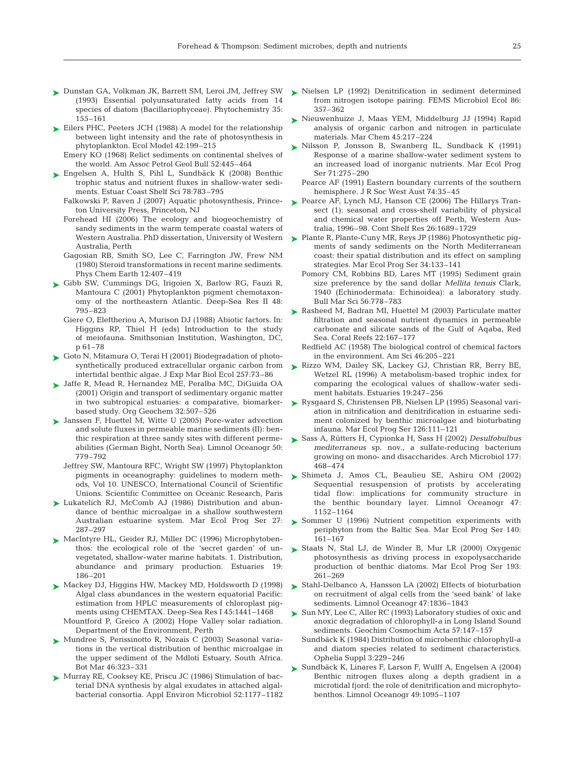Dunstan GA, Volkman JK, Barrett SM, Leroi JM, Jeffrey SW (1993) Essential polyunsaturated fatty acids from 14 species of diatom (Bacillariophyceae). Phytochemistry 35: 155–161

Eilers PHC, Peeters JCH (1988) A model for the relationship between light intensity and the rate of photosynthesis in phytoplankton. Ecol Model 42:199–215

Emery KO (1968) Relict sediments on continental shelves of the world. Am Assoc Petrol Geol Bull 52:445–464

Engelsen A, Hulth S, Pihl L, Sundbäck K (2008) Benthic trophic status and nutrient fluxes in shallow-water sediments. Estuar Coast Shelf Sci 78:783–795

Falkowski P, Raven J (2007) Aquatic photosynthesis, Princeton University Press, Princeton, NJ

Forehead HI (2006) The ecology and biogeochemistry of sandy sediments in the warm temperate coastal waters of Western Australia. PhD dissertation, University of Western Australia, Perth

Gagosian RB, Smith SO, Lee C, Farrington JW, Frew NM (1980) Steroid transformations in recent marine sediments. Phys Chem Earth 12:407–419

Gibb SW, Cummings DG, Irigoien X, Barlow RG, Fauzi R, Mantoura C (2001) Phytoplankton pigment chemotaxonomy of the northeastern Atlantic. Deep-Sea Res II 48: 795–823

Giere O, Eleftheriou A, Murison DJ (1988) Abiotic factors. In: Higgins RP, Thiel H (eds) Introduction to the study of meiofauna. Smithsonian Institution, Washington, DC, p 61–78

Goto N, Mitamura O, Terai H (2001) Biodegradation of photosynthetically produced extracellular organic carbon from intertidal benthic algae. J Exp Mar Biol Ecol 257:73–86

Jaffe R, Mead R, Hernandez ME, Peralba MC, DiGuida OA (2001) Origin and transport of sedimentary organic matter in two subtropical estuaries: a comparative, biomarker-based study. Org Geochem 32:507–526

Janssen F, Huettel M, Witte U (2005) Pore-water advection and solute fluxes in permeable marine sediments (II): benthic respiration at three sandy sites with different permeabilities (German Bight, North Sea). Limnol Oceanogr 50: 779–792

Jeffrey SW, Mantoura RFC, Wright SW (1997) Phytoplankton pigments in oceanography: guidelines to modern methods, Vol 10. UNESCO, International Council of Scientific Unions. Scientific Committee on Oceanic Research, Paris

Lukatelich RJ, McComb AJ (1986) Distribution and abundance of benthic microalgae in a shallow southwestern Australian estuarine system. Mar Ecol Prog Ser 27: 287–297

MacIntyre HL, Geider RJ, Miller DC (1996) Microphytobenthos: the ecological role of the 'secret garden' of unvegetated, shallow-water marine habitats. 1. Distribution, abundance and primary production. Estuaries 19: 186–201

Mackey DJ, Higgins HW, Mackey MD, Holdsworth D (1998) Algal class abundances in the western equatorial Pacific: estimation from HPLC measurements of chloroplast pigments using CHEMTAX. Deep-Sea Res I 45:1441–1468

Mountford P, Greico A (2002) Hope Valley solar radiation. Department of the Environment, Perth

Mundree S, Perissinotto R, Nozais C (2003) Seasonal variations in the vertical distribution of benthic microalgae in the upper sediment of the Mdloti Estuary, South Africa. Bot Mar 46:323–331

Murray RE, Cooksey KE, Priscu JC (1986) Stimulation of bacterial DNA synthesis by algal exudates in attached algal-bacterial consortia. Appl Environ Microbiol 52:1177–1182

Nielsen LP (1992) Denitrification in sediment determined from nitrogen isotope pairing. FEMS Microbiol Ecol 86: 357–362

Nieuwenhuize J, Maas YEM, Middelburg JJ (1994) Rapid analysis of organic carbon and nitrogen in particulate materials. Mar Chem 45:217–224

Nilsson P, Jonsson B, Swanberg IL, Sundback K (1991) Response of a marine shallow-water sediment system to an increased load of inorganic nutrients. Mar Ecol Prog Ser 71:275–290

Pearce AF (1991) Eastern boundary currents of the southern hemisphere. J R Soc West Aust 74:35–45

Pearce AF, Lynch MJ, Hanson CE (2006) The Hillarys Transect (1): seasonal and cross-shelf variability of physical and chemical water properties off Perth, Western Australia, 1996–98. Cont Shelf Res 26:1689–1729

Plante R, Plante-Cuny MR, Reys JP (1986) Photosynthetic pigments of sandy sediments on the North Mediterranean coast: their spatial distribution and its effect on sampling strategies. Mar Ecol Prog Ser 34:133–141

Pomory CM, Robbins BD, Lares MT (1995) Sediment grain size preference by the sand dollar *Mellita tenuis* Clark, 1940 (Echinodermata: Echinoidea): a laboratory study. Bull Mar Sci 56:778–783

Rasheed M, Badran MI, Huettel M (2003) Particulate matter filtration and seasonal nutrient dynamics in permeable carbonate and silicate sands of the Gulf of Aqaba, Red Sea. Coral Reefs 22:167–177

Redfield AC (1958) The biological control of chemical factors in the environment. Am Sci 46:205–221

Rizzo WM, Dailey SK, Lackey GJ, Christian RR, Berry BE, Wetzel RL (1996) A metabolism-based trophic index for comparing the ecological values of shallow-water sediment habitats. Estuaries 19:247–256

Rysgaard S, Christensen PB, Nielsen LP (1995) Seasonal variation in nitrification and denitrification in estuarine sediment colonized by benthic microalgae and bioturbating infauna. Mar Ecol Prog Ser 126:111–121

Sass A, Rütters H, Cypionka H, Sass H (2002) *Desulfobulbus mediterraneus* sp. nov., a sulfate-reducing bacterium growing on mono- and disaccharides. Arch Microbiol 177: 468–474

Shimeta J, Amos CL, Beaulieu SE, Ashiru OM (2002) Sequential resuspension of protists by accelerating tidal flow: implications for community structure in the benthic boundary layer. Limnol Oceanogr 47: 1152–1164

Sommer U (1996) Nutrient competition experiments with periphyton from the Baltic Sea. Mar Ecol Prog Ser 140: 161–167

Staats N, Stal LJ, de Winder B, Mur LR (2000) Oxygenic photosynthesis as driving process in exopolysaccharide production of benthic diatoms. Mar Ecol Prog Ser 193: 261–269

Stahl-Delbanco A, Hansson LA (2002) Effects of bioturbation on recruitment of algal cells from the 'seed bank' of lake sediments. Limnol Oceanogr 47:1836–1843

Sun MY, Lee C, Aller RC (1993) Laboratory studies of oxic and anoxic degradation of chlorophyll-*a* in Long Island Sound sediments. Geochim Cosmochim Acta 57:147–157

Sundbäck K (1984) Distribution of microbenthic chlorophyll-a and diatom species related to sediment characteristics. Ophelia Suppl 3:229–246

Sundbäck K, Linares F, Larson F, Wulff A, Engelsen A (2004) Benthic nitrogen fluxes along a depth gradient in a microtidal fjord: the role of denitrification and microphytobenthos. Limnol Oceanogr 49:1095–1107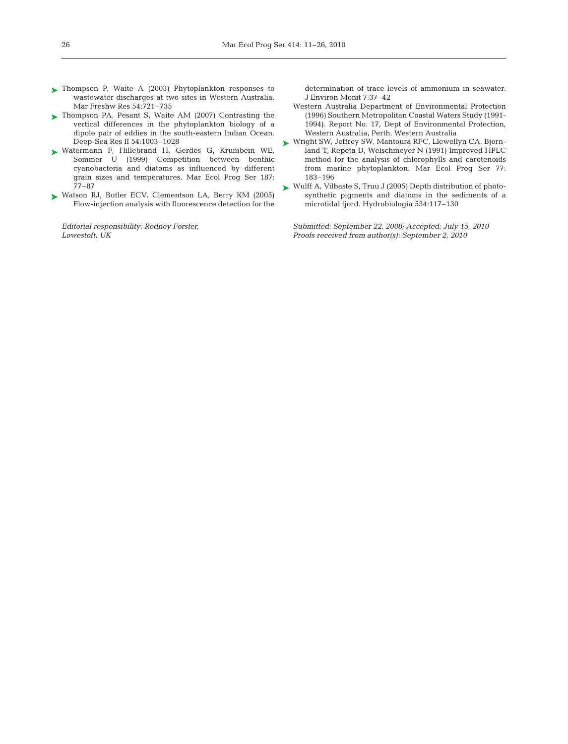Thompson P, Waite A (2003) Phytoplankton responses to wastewater discharges at two sites in Western Australia. Mar Freshw Res 54:721–735

Thompson PA, Pesant S, Waite AM (2007) Contrasting the vertical differences in the phytoplankton biology of a dipole pair of eddies in the south-eastern Indian Ocean. Deep-Sea Res II 54:1003–1028

Watermann F, Hillebrand H, Gerdes G, Krumbein WE, Sommer U (1999) Competition between benthic cyanobacteria and diatoms as influenced by different grain sizes and temperatures. Mar Ecol Prog Ser 187: 77–87

Watson RJ, Butler ECV, Clementson LA, Berry KM (2005) Flow-injection analysis with fluorescence detection for the determination of trace levels of ammonium in seawater. J Environ Monit 7:37–42

Western Australia Department of Environmental Protection (1996) Southern Metropolitan Coastal Waters Study (1991-1994). Report No. 17, Dept of Environmental Protection, Western Australia, Perth, Western Australia

Wright SW, Jeffrey SW, Mantoura RFC, Llewellyn CA, Bjornland T, Repeta D, Welschmeyer N (1991) Improved HPLC method for the analysis of chlorophylls and carotenoids from marine phytoplankton. Mar Ecol Prog Ser 77: 183–196

Wulff A, Vilbaste S, Truu J (2005) Depth distribution of photosynthetic pigments and diatoms in the sediments of a microtidal fjord. Hydrobiologia 534:117–130

*Editorial responsibility: Rodney Forster, Lowestoft, UK*

*Submitted: September 22, 2008; Accepted: July 15, 2010*
*Proofs received from author(s): September 2, 2010*